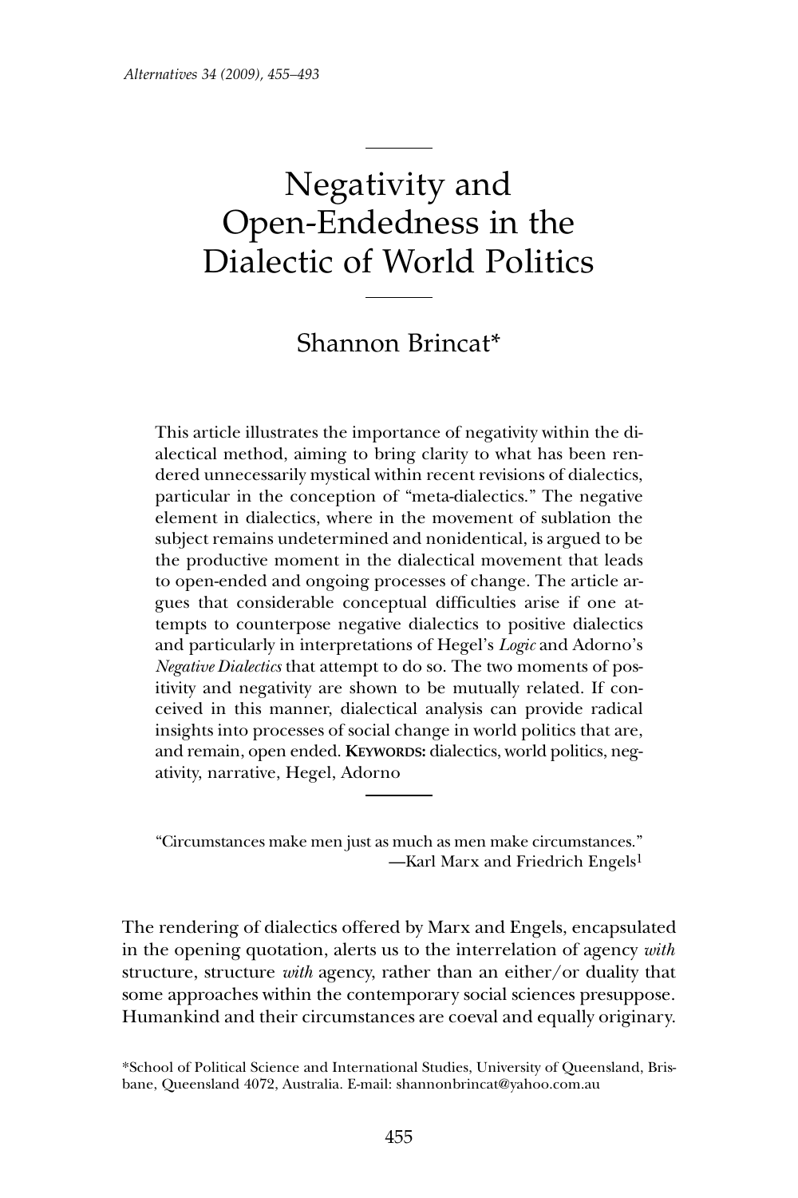# Negativity and Open-Endedness in the Dialectic of World Politics

## Shannon Brincat*

This article illustrates the importance of negativity within the dialectical method, aiming to bring clarity to what has been rendered unnecessarily mystical within recent revisions of dialectics, particular in the conception of "meta-dialectics." The negative element in dialectics, where in the movement of sublation the subject remains undetermined and nonidentical, is argued to be the productive moment in the dialectical movement that leads to open-ended and ongoing processes of change. The article argues that considerable conceptual difficulties arise if one attempts to counterpose negative dialectics to positive dialectics and particularly in interpretations of Hegel's *Logic* and Adorno's *Negative Dialectics* that attempt to do so. The two moments of positivity and negativity are shown to be mutually related. If conceived in this manner, dialectical analysis can provide radical insights into processes of social change in world politics that are, and remain, open ended. **Keywords:** dialectics, world politics, negativity, narrative, Hegel, Adorno

> "Circumstances make men just as much as men make circumstances."
> —Karl Marx and Friedrich Engels[1]

The rendering of dialectics offered by Marx and Engels, encapsulated in the opening quotation, alerts us to the interrelation of agency *with* structure, structure *with* agency, rather than an either/or duality that some approaches within the contemporary social sciences presuppose. Humankind and their circumstances are coeval and equally originary.

*School of Political Science and International Studies, University of Queensland, Brisbane, Queensland 4072, Australia. E-mail: shannonbrincat@yahoo.com.au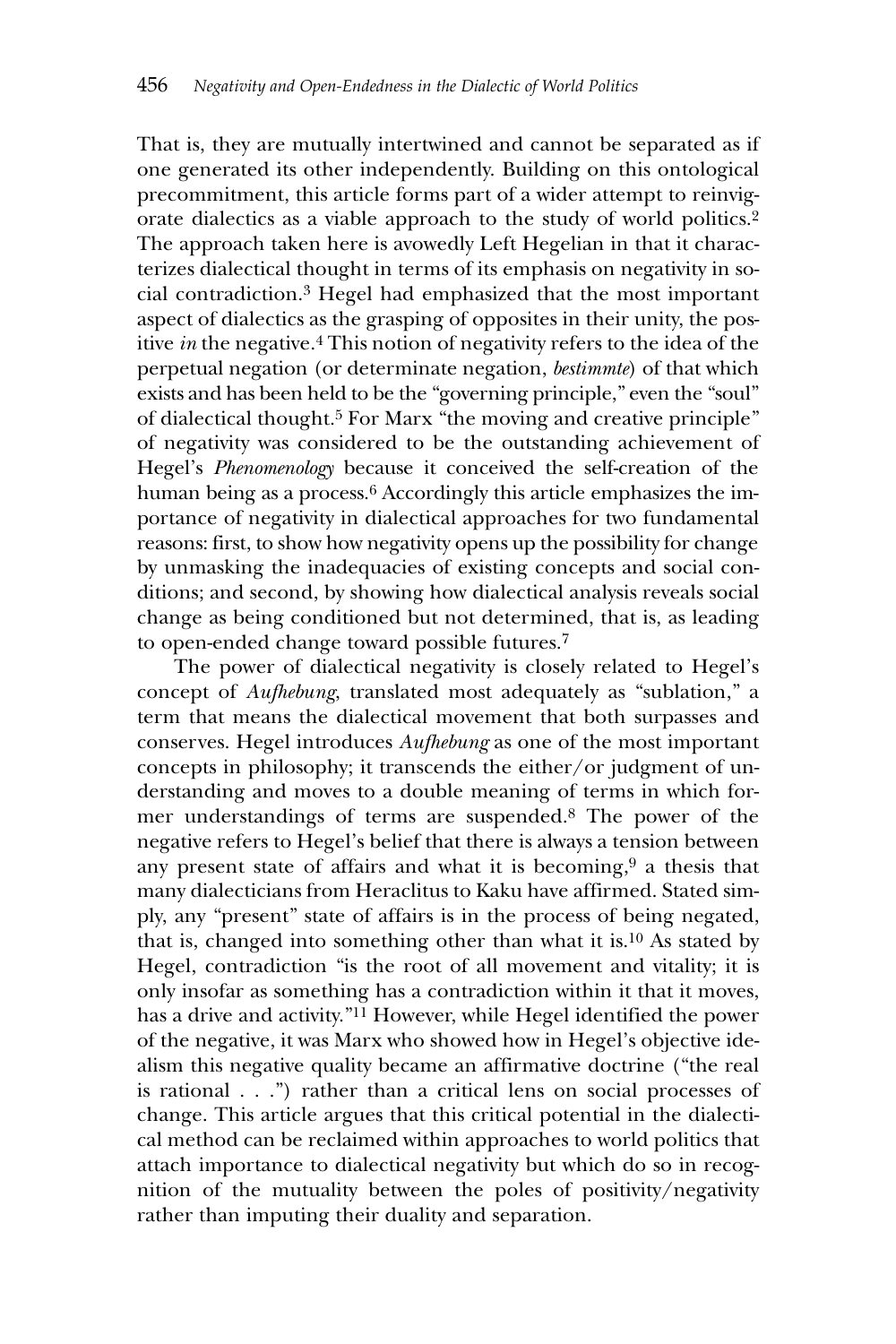That is, they are mutually intertwined and cannot be separated as if one generated its other independently. Building on this ontological precommitment, this article forms part of a wider attempt to reinvigorate dialectics as a viable approach to the study of world politics.[2] The approach taken here is avowedly Left Hegelian in that it characterizes dialectical thought in terms of its emphasis on negativity in social contradiction.[3] Hegel had emphasized that the most important aspect of dialectics as the grasping of opposites in their unity, the positive *in* the negative.[4] This notion of negativity refers to the idea of the perpetual negation (or determinate negation, *bestimmte*) of that which exists and has been held to be the "governing principle," even the "soul" of dialectical thought.[5] For Marx "the moving and creative principle" of negativity was considered to be the outstanding achievement of Hegel's *Phenomenology* because it conceived the self-creation of the human being as a process.[6] Accordingly this article emphasizes the importance of negativity in dialectical approaches for two fundamental reasons: first, to show how negativity opens up the possibility for change by unmasking the inadequacies of existing concepts and social conditions; and second, by showing how dialectical analysis reveals social change as being conditioned but not determined, that is, as leading to open-ended change toward possible futures.[7]

The power of dialectical negativity is closely related to Hegel's concept of *Aufhebung*, translated most adequately as "sublation," a term that means the dialectical movement that both surpasses and conserves. Hegel introduces *Aufhebung* as one of the most important concepts in philosophy; it transcends the either/or judgment of understanding and moves to a double meaning of terms in which former understandings of terms are suspended.[8] The power of the negative refers to Hegel's belief that there is always a tension between any present state of affairs and what it is becoming,[9] a thesis that many dialecticians from Heraclitus to Kaku have affirmed. Stated simply, any "present" state of affairs is in the process of being negated, that is, changed into something other than what it is.[10] As stated by Hegel, contradiction "is the root of all movement and vitality; it is only insofar as something has a contradiction within it that it moves, has a drive and activity."[11] However, while Hegel identified the power of the negative, it was Marx who showed how in Hegel's objective idealism this negative quality became an affirmative doctrine ("the real is rational . . .") rather than a critical lens on social processes of change. This article argues that this critical potential in the dialectical method can be reclaimed within approaches to world politics that attach importance to dialectical negativity but which do so in recognition of the mutuality between the poles of positivity/negativity rather than imputing their duality and separation.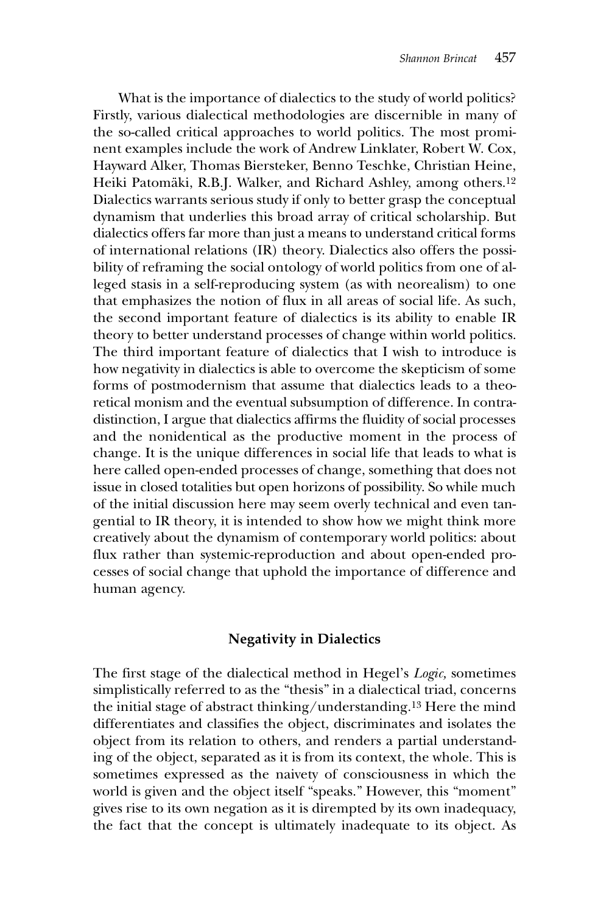What is the importance of dialectics to the study of world politics? Firstly, various dialectical methodologies are discernible in many of the so-called critical approaches to world politics. The most prominent examples include the work of Andrew Linklater, Robert W. Cox, Hayward Alker, Thomas Biersteker, Benno Teschke, Christian Heine, Heiki Patomäki, R.B.J. Walker, and Richard Ashley, among others.[12] Dialectics warrants serious study if only to better grasp the conceptual dynamism that underlies this broad array of critical scholarship. But dialectics offers far more than just a means to understand critical forms of international relations (IR) theory. Dialectics also offers the possibility of reframing the social ontology of world politics from one of alleged stasis in a self-reproducing system (as with neorealism) to one that emphasizes the notion of flux in all areas of social life. As such, the second important feature of dialectics is its ability to enable IR theory to better understand processes of change within world politics. The third important feature of dialectics that I wish to introduce is how negativity in dialectics is able to overcome the skepticism of some forms of postmodernism that assume that dialectics leads to a theoretical monism and the eventual subsumption of difference. In contradistinction, I argue that dialectics affirms the fluidity of social processes and the nonidentical as the productive moment in the process of change. It is the unique differences in social life that leads to what is here called open-ended processes of change, something that does not issue in closed totalities but open horizons of possibility. So while much of the initial discussion here may seem overly technical and even tangential to IR theory, it is intended to show how we might think more creatively about the dynamism of contemporary world politics: about flux rather than systemic-reproduction and about open-ended processes of social change that uphold the importance of difference and human agency.

## Negativity in Dialectics

The first stage of the dialectical method in Hegel's *Logic,* sometimes simplistically referred to as the "thesis" in a dialectical triad, concerns the initial stage of abstract thinking/understanding.[13] Here the mind differentiates and classifies the object, discriminates and isolates the object from its relation to others, and renders a partial understanding of the object, separated as it is from its context, the whole. This is sometimes expressed as the naivety of consciousness in which the world is given and the object itself "speaks." However, this "moment" gives rise to its own negation as it is dirempted by its own inadequacy, the fact that the concept is ultimately inadequate to its object. As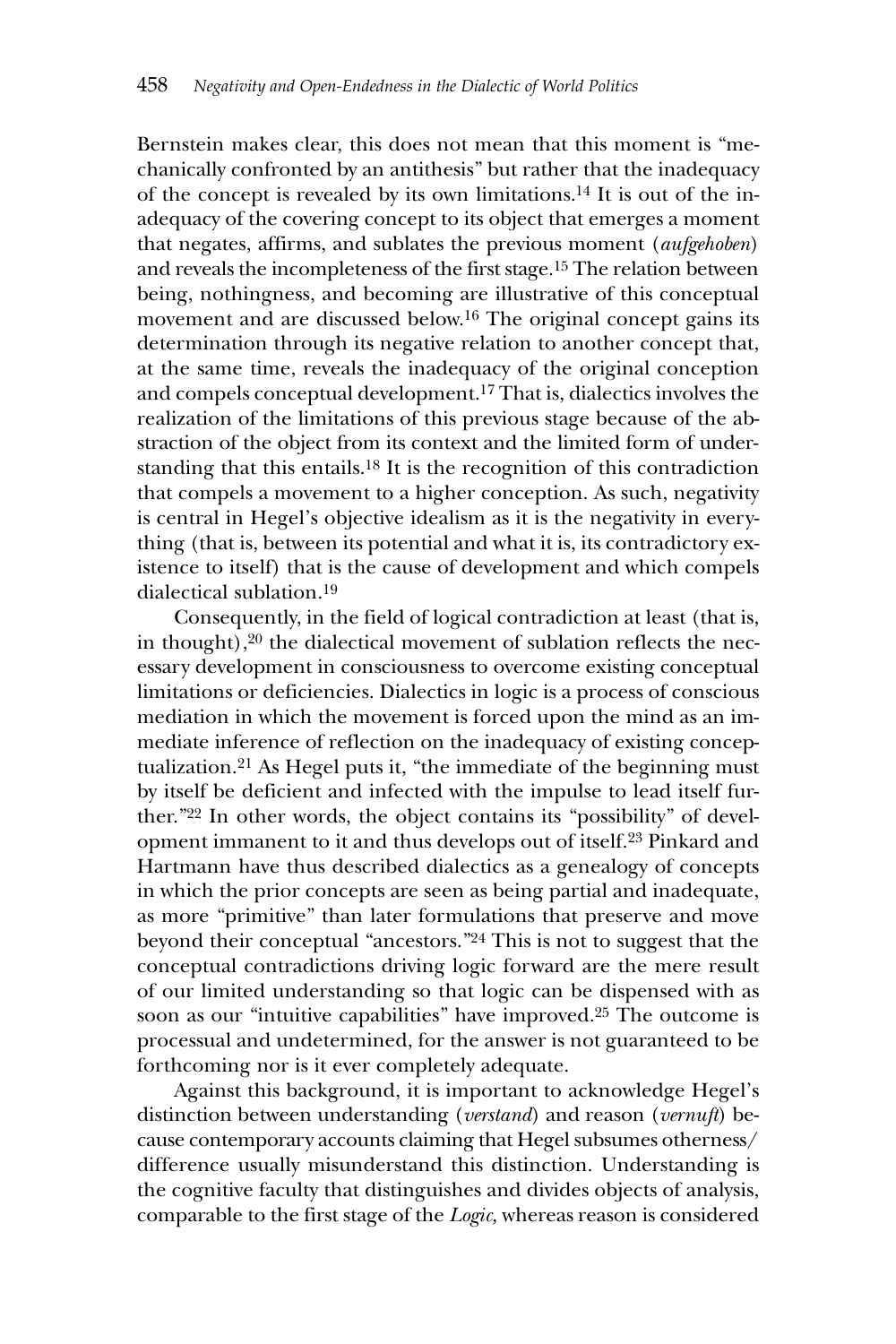Bernstein makes clear, this does not mean that this moment is "mechanically confronted by an antithesis" but rather that the inadequacy of the concept is revealed by its own limitations.[14] It is out of the inadequacy of the covering concept to its object that emerges a moment that negates, affirms, and sublates the previous moment (*aufgehoben*) and reveals the incompleteness of the first stage.[15] The relation between being, nothingness, and becoming are illustrative of this conceptual movement and are discussed below.[16] The original concept gains its determination through its negative relation to another concept that, at the same time, reveals the inadequacy of the original conception and compels conceptual development.[17] That is, dialectics involves the realization of the limitations of this previous stage because of the abstraction of the object from its context and the limited form of understanding that this entails.[18] It is the recognition of this contradiction that compels a movement to a higher conception. As such, negativity is central in Hegel's objective idealism as it is the negativity in everything (that is, between its potential and what it is, its contradictory existence to itself) that is the cause of development and which compels dialectical sublation.[19]

Consequently, in the field of logical contradiction at least (that is, in thought),[20] the dialectical movement of sublation reflects the necessary development in consciousness to overcome existing conceptual limitations or deficiencies. Dialectics in logic is a process of conscious mediation in which the movement is forced upon the mind as an immediate inference of reflection on the inadequacy of existing conceptualization.[21] As Hegel puts it, "the immediate of the beginning must by itself be deficient and infected with the impulse to lead itself further."[22] In other words, the object contains its "possibility" of development immanent to it and thus develops out of itself.[23] Pinkard and Hartmann have thus described dialectics as a genealogy of concepts in which the prior concepts are seen as being partial and inadequate, as more "primitive" than later formulations that preserve and move beyond their conceptual "ancestors."[24] This is not to suggest that the conceptual contradictions driving logic forward are the mere result of our limited understanding so that logic can be dispensed with as soon as our "intuitive capabilities" have improved.[25] The outcome is processual and undetermined, for the answer is not guaranteed to be forthcoming nor is it ever completely adequate.

Against this background, it is important to acknowledge Hegel's distinction between understanding (*verstand*) and reason (*vernuft*) because contemporary accounts claiming that Hegel subsumes otherness/difference usually misunderstand this distinction. Understanding is the cognitive faculty that distinguishes and divides objects of analysis, comparable to the first stage of the *Logic,* whereas reason is considered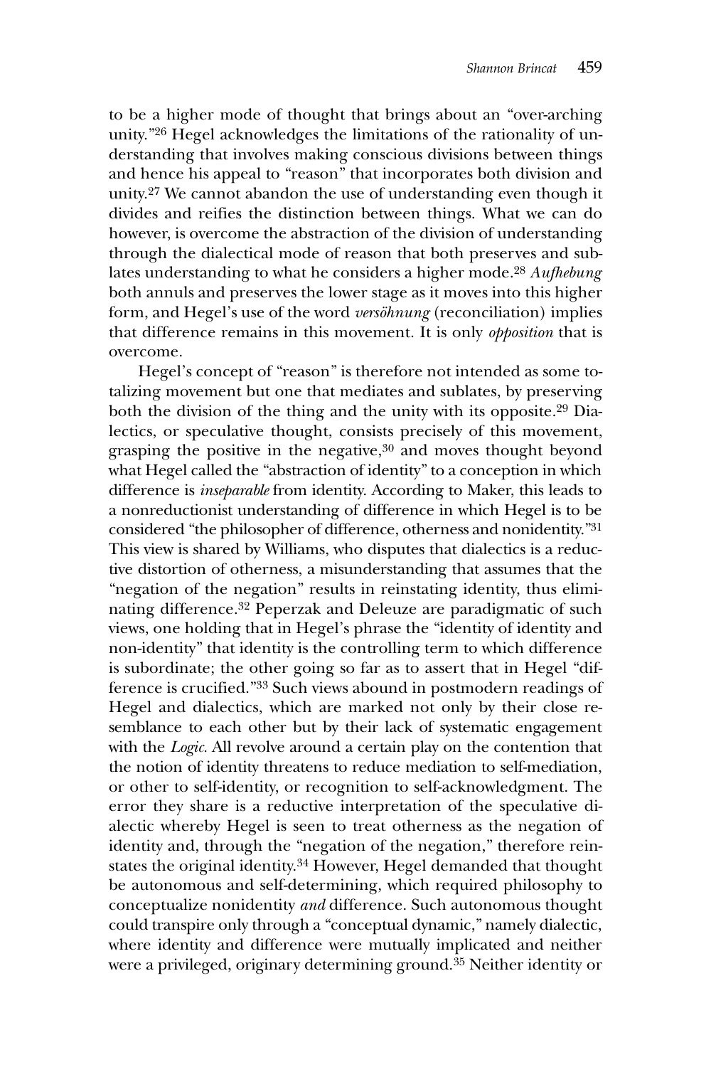to be a higher mode of thought that brings about an "over-arching unity."[26] Hegel acknowledges the limitations of the rationality of understanding that involves making conscious divisions between things and hence his appeal to "reason" that incorporates both division and unity.[27] We cannot abandon the use of understanding even though it divides and reifies the distinction between things. What we can do however, is overcome the abstraction of the division of understanding through the dialectical mode of reason that both preserves and sublates understanding to what he considers a higher mode.[28] *Aufhebung* both annuls and preserves the lower stage as it moves into this higher form, and Hegel's use of the word *versöhnung* (reconciliation) implies that difference remains in this movement. It is only *opposition* that is overcome.

Hegel's concept of "reason" is therefore not intended as some totalizing movement but one that mediates and sublates, by preserving both the division of the thing and the unity with its opposite.[29] Dialectics, or speculative thought, consists precisely of this movement, grasping the positive in the negative,[30] and moves thought beyond what Hegel called the "abstraction of identity" to a conception in which difference is *inseparable* from identity. According to Maker, this leads to a nonreductionist understanding of difference in which Hegel is to be considered "the philosopher of difference, otherness and nonidentity."[31] This view is shared by Williams, who disputes that dialectics is a reductive distortion of otherness, a misunderstanding that assumes that the "negation of the negation" results in reinstating identity, thus eliminating difference.[32] Peperzak and Deleuze are paradigmatic of such views, one holding that in Hegel's phrase the "identity of identity and non-identity" that identity is the controlling term to which difference is subordinate; the other going so far as to assert that in Hegel "difference is crucified."[33] Such views abound in postmodern readings of Hegel and dialectics, which are marked not only by their close resemblance to each other but by their lack of systematic engagement with the *Logic*. All revolve around a certain play on the contention that the notion of identity threatens to reduce mediation to self-mediation, or other to self-identity, or recognition to self-acknowledgment. The error they share is a reductive interpretation of the speculative dialectic whereby Hegel is seen to treat otherness as the negation of identity and, through the "negation of the negation," therefore reinstates the original identity.[34] However, Hegel demanded that thought be autonomous and self-determining, which required philosophy to conceptualize nonidentity *and* difference. Such autonomous thought could transpire only through a "conceptual dynamic," namely dialectic, where identity and difference were mutually implicated and neither were a privileged, originary determining ground.[35] Neither identity or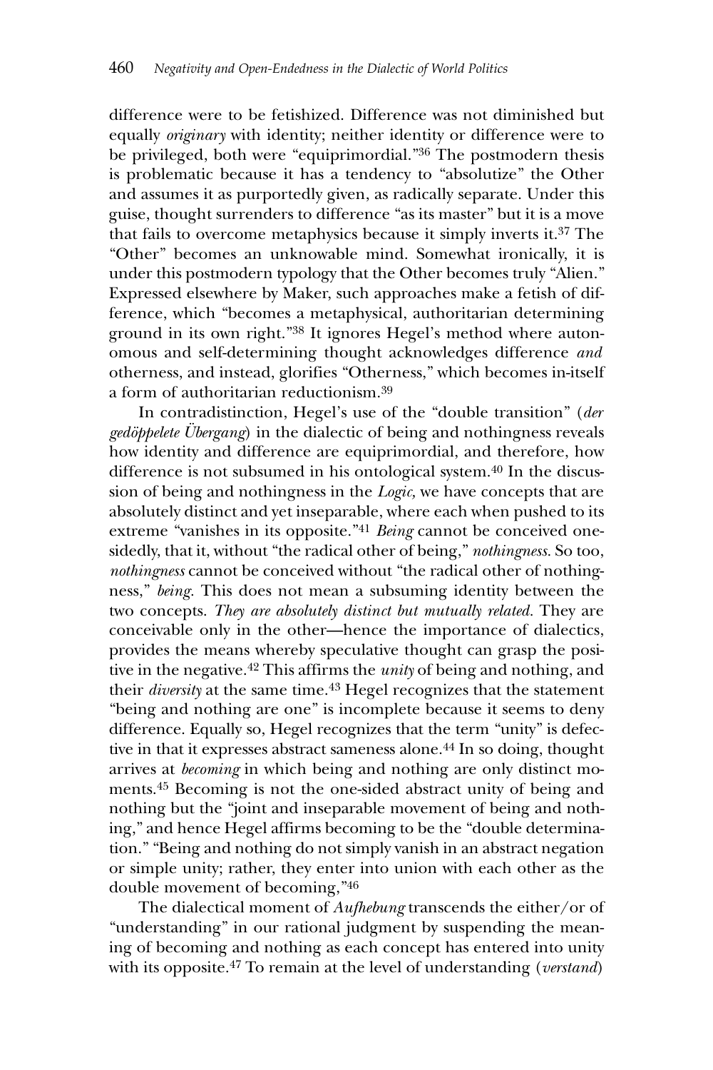difference were to be fetishized. Difference was not diminished but equally *originary* with identity; neither identity or difference were to be privileged, both were "equiprimordial."[36] The postmodern thesis is problematic because it has a tendency to "absolutize" the Other and assumes it as purportedly given, as radically separate. Under this guise, thought surrenders to difference "as its master" but it is a move that fails to overcome metaphysics because it simply inverts it.[37] The "Other" becomes an unknowable mind. Somewhat ironically, it is under this postmodern typology that the Other becomes truly "Alien." Expressed elsewhere by Maker, such approaches make a fetish of difference, which "becomes a metaphysical, authoritarian determining ground in its own right."[38] It ignores Hegel's method where autonomous and self-determining thought acknowledges difference *and* otherness, and instead, glorifies "Otherness," which becomes in-itself a form of authoritarian reductionism.[39]

In contradistinction, Hegel's use of the "double transition" (*der gedöppelete Übergang*) in the dialectic of being and nothingness reveals how identity and difference are equiprimordial, and therefore, how difference is not subsumed in his ontological system.[40] In the discussion of being and nothingness in the *Logic*, we have concepts that are absolutely distinct and yet inseparable, where each when pushed to its extreme "vanishes in its opposite."[41] *Being* cannot be conceived one-sidedly, that it, without "the radical other of being," *nothingness*. So too, *nothingness* cannot be conceived without "the radical other of nothingness," *being*. This does not mean a subsuming identity between the two concepts. *They are absolutely distinct but mutually related*. They are conceivable only in the other—hence the importance of dialectics, provides the means whereby speculative thought can grasp the positive in the negative.[42] This affirms the *unity* of being and nothing, and their *diversity* at the same time.[43] Hegel recognizes that the statement "being and nothing are one" is incomplete because it seems to deny difference. Equally so, Hegel recognizes that the term "unity" is defective in that it expresses abstract sameness alone.[44] In so doing, thought arrives at *becoming* in which being and nothing are only distinct moments.[45] Becoming is not the one-sided abstract unity of being and nothing but the "joint and inseparable movement of being and nothing," and hence Hegel affirms becoming to be the "double determination." "Being and nothing do not simply vanish in an abstract negation or simple unity; rather, they enter into union with each other as the double movement of becoming,"[46]

The dialectical moment of *Aufhebung* transcends the either/or of "understanding" in our rational judgment by suspending the meaning of becoming and nothing as each concept has entered into unity with its opposite.[47] To remain at the level of understanding (*verstand*)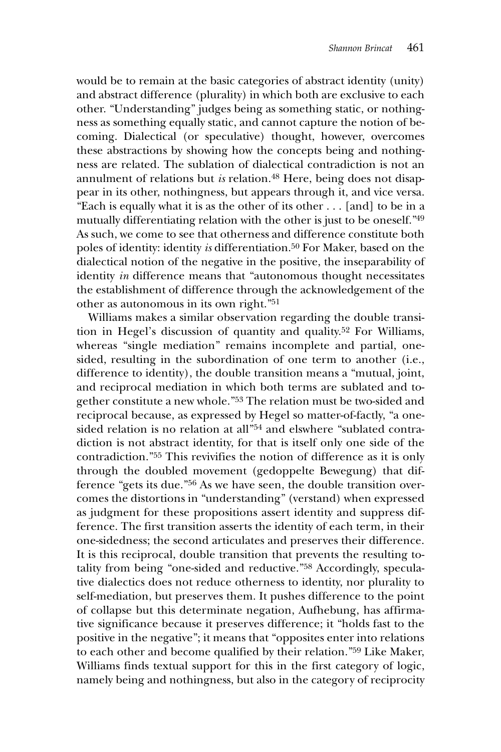would be to remain at the basic categories of abstract identity (unity) and abstract difference (plurality) in which both are exclusive to each other. "Understanding" judges being as something static, or nothingness as something equally static, and cannot capture the notion of becoming. Dialectical (or speculative) thought, however, overcomes these abstractions by showing how the concepts being and nothingness are related. The sublation of dialectical contradiction is not an annulment of relations but *is* relation.[48] Here, being does not disappear in its other, nothingness, but appears through it, and vice versa. "Each is equally what it is as the other of its other . . . [and] to be in a mutually differentiating relation with the other is just to be oneself."[49] As such, we come to see that otherness and difference constitute both poles of identity: identity *is* differentiation.[50] For Maker, based on the dialectical notion of the negative in the positive, the inseparability of identity *in* difference means that "autonomous thought necessitates the establishment of difference through the acknowledgement of the other as autonomous in its own right."[51]

Williams makes a similar observation regarding the double transition in Hegel's discussion of quantity and quality.[52] For Williams, whereas "single mediation" remains incomplete and partial, one-sided, resulting in the subordination of one term to another (i.e., difference to identity), the double transition means a "mutual, joint, and reciprocal mediation in which both terms are sublated and together constitute a new whole."[53] The relation must be two-sided and reciprocal because, as expressed by Hegel so matter-of-factly, "a one-sided relation is no relation at all"[54] and elswhere "sublated contradiction is not abstract identity, for that is itself only one side of the contradiction."[55] This revivifies the notion of difference as it is only through the doubled movement (gedoppelte Bewegung) that difference "gets its due."[56] As we have seen, the double transition overcomes the distortions in "understanding" (verstand) when expressed as judgment for these propositions assert identity and suppress difference. The first transition asserts the identity of each term, in their one-sidedness; the second articulates and preserves their difference. It is this reciprocal, double transition that prevents the resulting totality from being "one-sided and reductive."[58] Accordingly, speculative dialectics does not reduce otherness to identity, nor plurality to self-mediation, but preserves them. It pushes difference to the point of collapse but this determinate negation, Aufhebung, has affirmative significance because it preserves difference; it "holds fast to the positive in the negative"; it means that "opposites enter into relations to each other and become qualified by their relation."[59] Like Maker, Williams finds textual support for this in the first category of logic, namely being and nothingness, but also in the category of reciprocity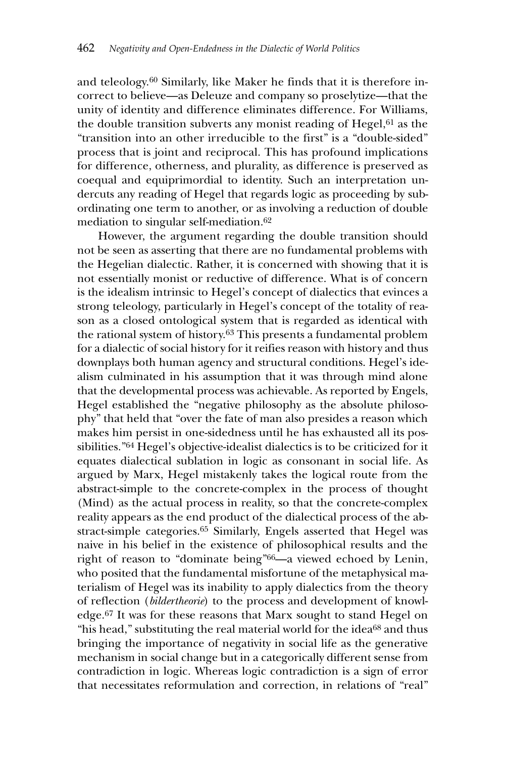and teleology.[60] Similarly, like Maker he finds that it is therefore incorrect to believe—as Deleuze and company so proselytize—that the unity of identity and difference eliminates difference. For Williams, the double transition subverts any monist reading of Hegel,[61] as the "transition into an other irreducible to the first" is a "double-sided" process that is joint and reciprocal. This has profound implications for difference, otherness, and plurality, as difference is preserved as coequal and equiprimordial to identity. Such an interpretation undercuts any reading of Hegel that regards logic as proceeding by subordinating one term to another, or as involving a reduction of double mediation to singular self-mediation.[62]

However, the argument regarding the double transition should not be seen as asserting that there are no fundamental problems with the Hegelian dialectic. Rather, it is concerned with showing that it is not essentially monist or reductive of difference. What is of concern is the idealism intrinsic to Hegel's concept of dialectics that evinces a strong teleology, particularly in Hegel's concept of the totality of reason as a closed ontological system that is regarded as identical with the rational system of history.[63] This presents a fundamental problem for a dialectic of social history for it reifies reason with history and thus downplays both human agency and structural conditions. Hegel's idealism culminated in his assumption that it was through mind alone that the developmental process was achievable. As reported by Engels, Hegel established the "negative philosophy as the absolute philosophy" that held that "over the fate of man also presides a reason which makes him persist in one-sidedness until he has exhausted all its possibilities."[64] Hegel's objective-idealist dialectics is to be criticized for it equates dialectical sublation in logic as consonant in social life. As argued by Marx, Hegel mistakenly takes the logical route from the abstract-simple to the concrete-complex in the process of thought (Mind) as the actual process in reality, so that the concrete-complex reality appears as the end product of the dialectical process of the abstract-simple categories.[65] Similarly, Engels asserted that Hegel was naive in his belief in the existence of philosophical results and the right of reason to "dominate being"[66]—a viewed echoed by Lenin, who posited that the fundamental misfortune of the metaphysical materialism of Hegel was its inability to apply dialectics from the theory of reflection (*bildertheorie*) to the process and development of knowledge.[67] It was for these reasons that Marx sought to stand Hegel on "his head," substituting the real material world for the idea[68] and thus bringing the importance of negativity in social life as the generative mechanism in social change but in a categorically different sense from contradiction in logic. Whereas logic contradiction is a sign of error that necessitates reformulation and correction, in relations of "real"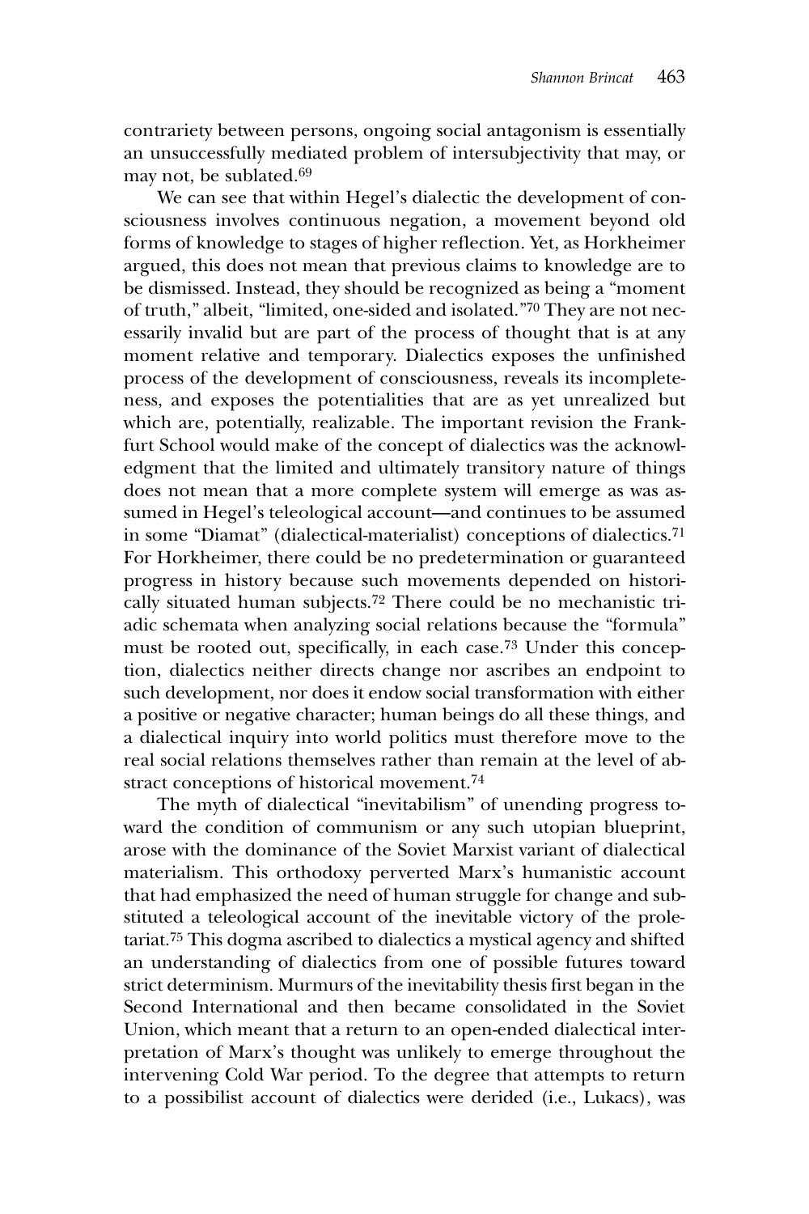contrariety between persons, ongoing social antagonism is essentially an unsuccessfully mediated problem of intersubjectivity that may, or may not, be sublated.[69]

We can see that within Hegel's dialectic the development of consciousness involves continuous negation, a movement beyond old forms of knowledge to stages of higher reflection. Yet, as Horkheimer argued, this does not mean that previous claims to knowledge are to be dismissed. Instead, they should be recognized as being a "moment of truth," albeit, "limited, one-sided and isolated."[70] They are not necessarily invalid but are part of the process of thought that is at any moment relative and temporary. Dialectics exposes the unfinished process of the development of consciousness, reveals its incompleteness, and exposes the potentialities that are as yet unrealized but which are, potentially, realizable. The important revision the Frankfurt School would make of the concept of dialectics was the acknowledgment that the limited and ultimately transitory nature of things does not mean that a more complete system will emerge as was assumed in Hegel's teleological account—and continues to be assumed in some "Diamat" (dialectical-materialist) conceptions of dialectics.[71] For Horkheimer, there could be no predetermination or guaranteed progress in history because such movements depended on historically situated human subjects.[72] There could be no mechanistic triadic schemata when analyzing social relations because the "formula" must be rooted out, specifically, in each case.[73] Under this conception, dialectics neither directs change nor ascribes an endpoint to such development, nor does it endow social transformation with either a positive or negative character; human beings do all these things, and a dialectical inquiry into world politics must therefore move to the real social relations themselves rather than remain at the level of abstract conceptions of historical movement.[74]

The myth of dialectical "inevitabilism" of unending progress toward the condition of communism or any such utopian blueprint, arose with the dominance of the Soviet Marxist variant of dialectical materialism. This orthodoxy perverted Marx's humanistic account that had emphasized the need of human struggle for change and substituted a teleological account of the inevitable victory of the proletariat.[75] This dogma ascribed to dialectics a mystical agency and shifted an understanding of dialectics from one of possible futures toward strict determinism. Murmurs of the inevitability thesis first began in the Second International and then became consolidated in the Soviet Union, which meant that a return to an open-ended dialectical interpretation of Marx's thought was unlikely to emerge throughout the intervening Cold War period. To the degree that attempts to return to a possibilist account of dialectics were derided (i.e., Lukacs), was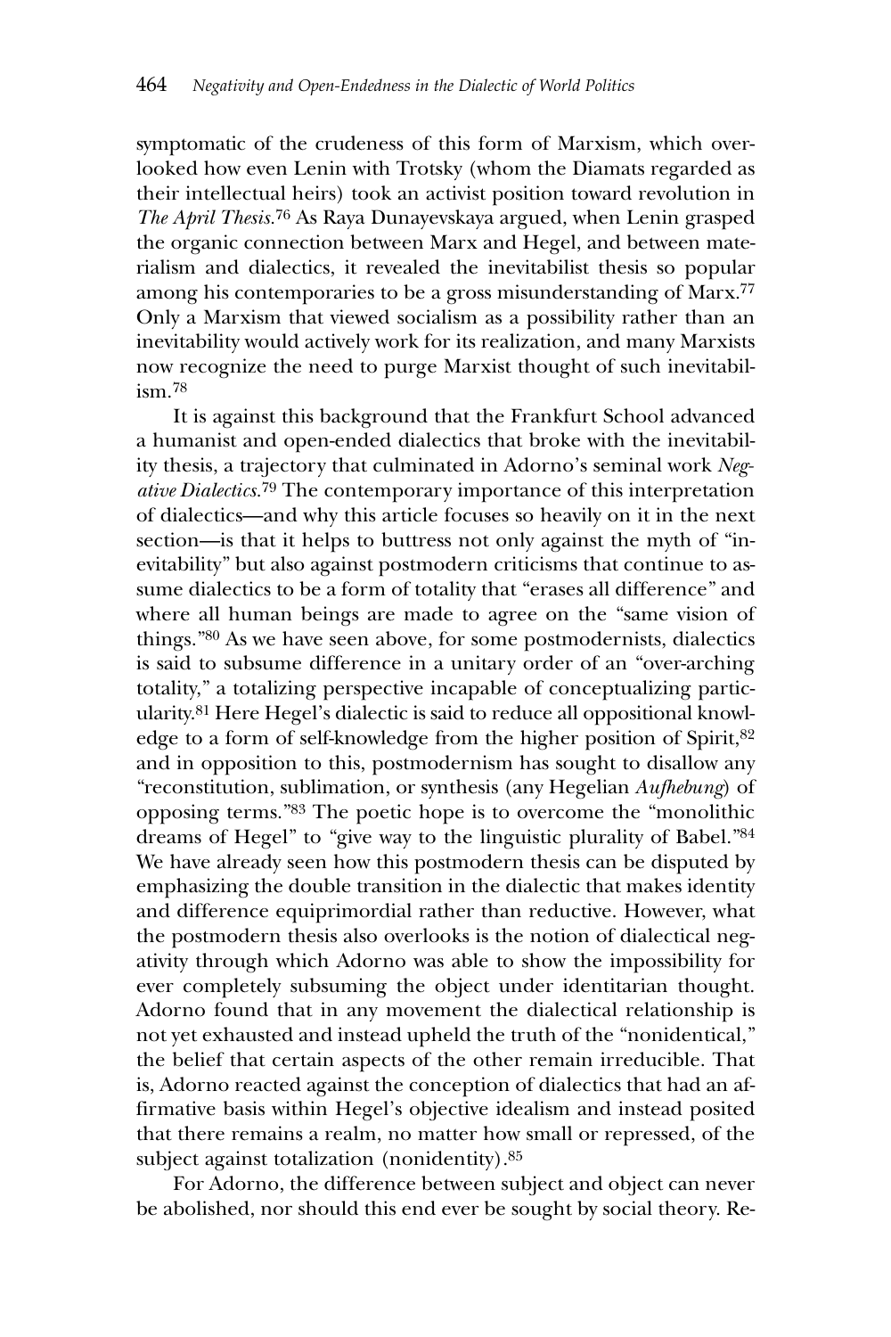symptomatic of the crudeness of this form of Marxism, which overlooked how even Lenin with Trotsky (whom the Diamats regarded as their intellectual heirs) took an activist position toward revolution in *The April Thesis*.[76] As Raya Dunayevskaya argued, when Lenin grasped the organic connection between Marx and Hegel, and between materialism and dialectics, it revealed the inevitabilist thesis so popular among his contemporaries to be a gross misunderstanding of Marx.[77] Only a Marxism that viewed socialism as a possibility rather than an inevitability would actively work for its realization, and many Marxists now recognize the need to purge Marxist thought of such inevitabilism.[78]

It is against this background that the Frankfurt School advanced a humanist and open-ended dialectics that broke with the inevitability thesis, a trajectory that culminated in Adorno's seminal work *Negative Dialectics*.[79] The contemporary importance of this interpretation of dialectics—and why this article focuses so heavily on it in the next section—is that it helps to buttress not only against the myth of "inevitability" but also against postmodern criticisms that continue to assume dialectics to be a form of totality that "erases all difference" and where all human beings are made to agree on the "same vision of things."[80] As we have seen above, for some postmodernists, dialectics is said to subsume difference in a unitary order of an "over-arching totality," a totalizing perspective incapable of conceptualizing particularity.[81] Here Hegel's dialectic is said to reduce all oppositional knowledge to a form of self-knowledge from the higher position of Spirit,[82] and in opposition to this, postmodernism has sought to disallow any "reconstitution, sublimation, or synthesis (any Hegelian *Aufhebung*) of opposing terms."[83] The poetic hope is to overcome the "monolithic dreams of Hegel" to "give way to the linguistic plurality of Babel."[84] We have already seen how this postmodern thesis can be disputed by emphasizing the double transition in the dialectic that makes identity and difference equiprimordial rather than reductive. However, what the postmodern thesis also overlooks is the notion of dialectical negativity through which Adorno was able to show the impossibility for ever completely subsuming the object under identitarian thought. Adorno found that in any movement the dialectical relationship is not yet exhausted and instead upheld the truth of the "nonidentical," the belief that certain aspects of the other remain irreducible. That is, Adorno reacted against the conception of dialectics that had an affirmative basis within Hegel's objective idealism and instead posited that there remains a realm, no matter how small or repressed, of the subject against totalization (nonidentity).[85]

For Adorno, the difference between subject and object can never be abolished, nor should this end ever be sought by social theory. Re-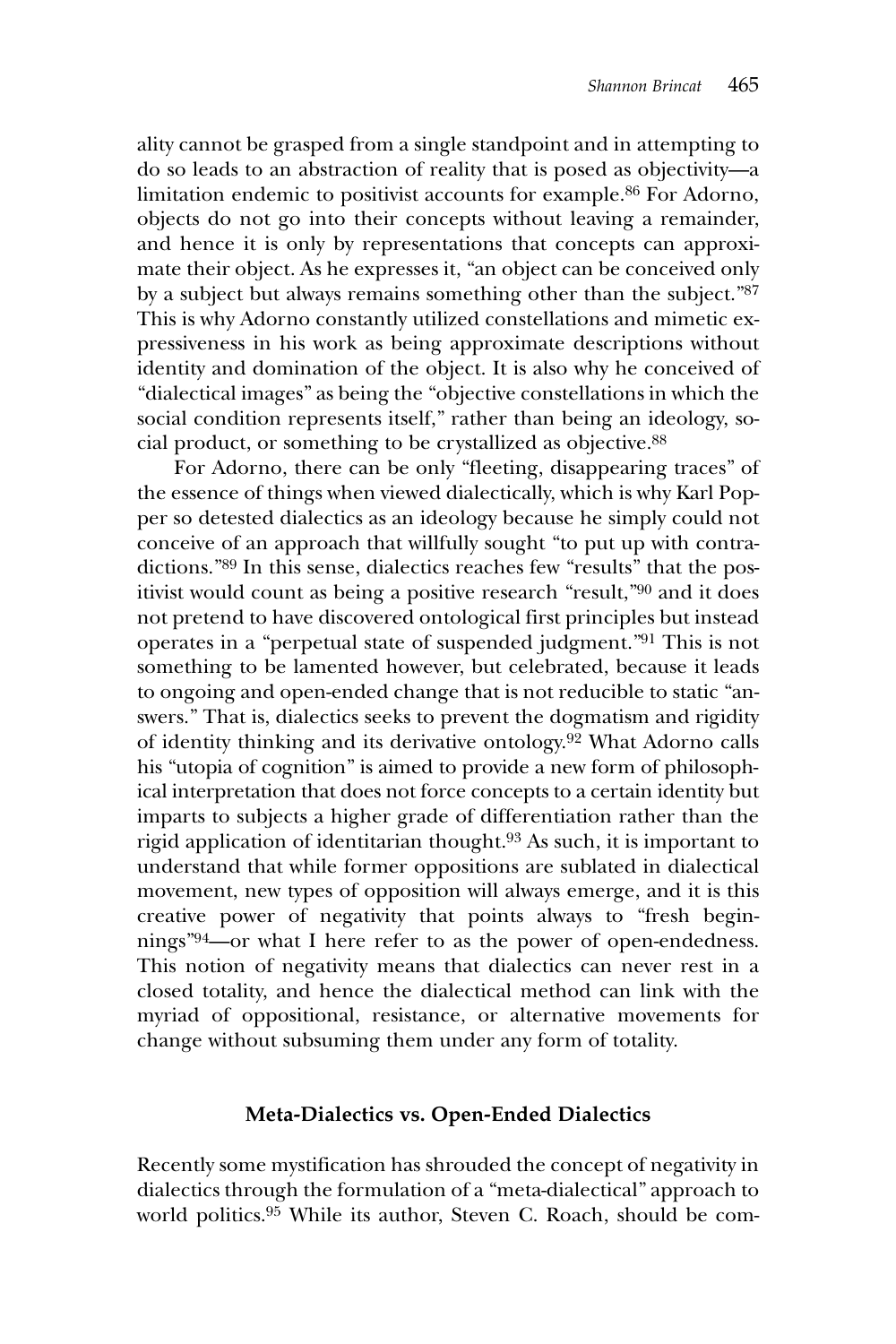ality cannot be grasped from a single standpoint and in attempting to do so leads to an abstraction of reality that is posed as objectivity—a limitation endemic to positivist accounts for example.[86] For Adorno, objects do not go into their concepts without leaving a remainder, and hence it is only by representations that concepts can approximate their object. As he expresses it, "an object can be conceived only by a subject but always remains something other than the subject."[87] This is why Adorno constantly utilized constellations and mimetic expressiveness in his work as being approximate descriptions without identity and domination of the object. It is also why he conceived of "dialectical images" as being the "objective constellations in which the social condition represents itself," rather than being an ideology, social product, or something to be crystallized as objective.[88]

For Adorno, there can be only "fleeting, disappearing traces" of the essence of things when viewed dialectically, which is why Karl Popper so detested dialectics as an ideology because he simply could not conceive of an approach that willfully sought "to put up with contradictions."[89] In this sense, dialectics reaches few "results" that the positivist would count as being a positive research "result,"[90] and it does not pretend to have discovered ontological first principles but instead operates in a "perpetual state of suspended judgment."[91] This is not something to be lamented however, but celebrated, because it leads to ongoing and open-ended change that is not reducible to static "answers." That is, dialectics seeks to prevent the dogmatism and rigidity of identity thinking and its derivative ontology.[92] What Adorno calls his "utopia of cognition" is aimed to provide a new form of philosophical interpretation that does not force concepts to a certain identity but imparts to subjects a higher grade of differentiation rather than the rigid application of identitarian thought.[93] As such, it is important to understand that while former oppositions are sublated in dialectical movement, new types of opposition will always emerge, and it is this creative power of negativity that points always to "fresh beginnings"[94]—or what I here refer to as the power of open-endedness. This notion of negativity means that dialectics can never rest in a closed totality, and hence the dialectical method can link with the myriad of oppositional, resistance, or alternative movements for change without subsuming them under any form of totality.

## Meta-Dialectics vs. Open-Ended Dialectics

Recently some mystification has shrouded the concept of negativity in dialectics through the formulation of a "meta-dialectical" approach to world politics.[95] While its author, Steven C. Roach, should be com-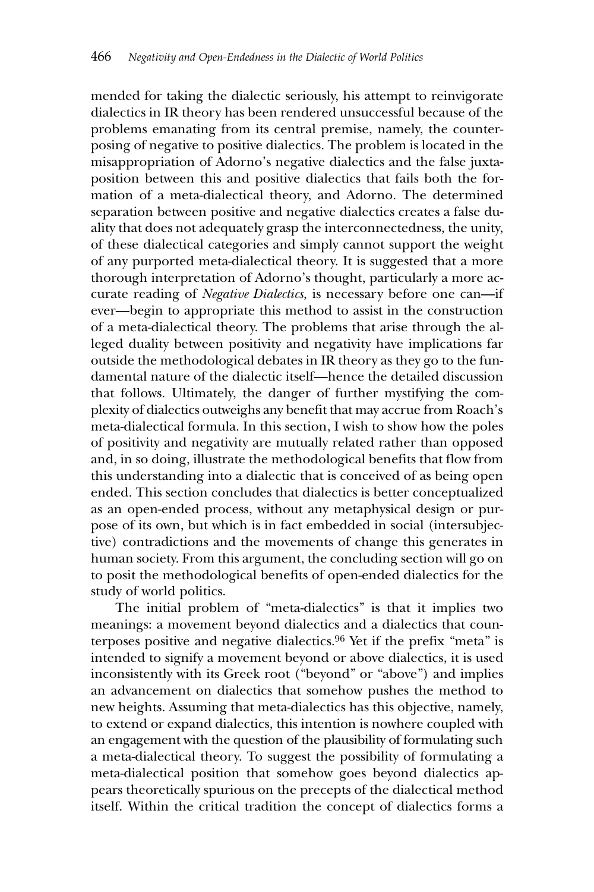mended for taking the dialectic seriously, his attempt to reinvigorate dialectics in IR theory has been rendered unsuccessful because of the problems emanating from its central premise, namely, the counterposing of negative to positive dialectics. The problem is located in the misappropriation of Adorno's negative dialectics and the false juxtaposition between this and positive dialectics that fails both the formation of a meta-dialectical theory, and Adorno. The determined separation between positive and negative dialectics creates a false duality that does not adequately grasp the interconnectedness, the unity, of these dialectical categories and simply cannot support the weight of any purported meta-dialectical theory. It is suggested that a more thorough interpretation of Adorno's thought, particularly a more accurate reading of *Negative Dialectics,* is necessary before one can—if ever—begin to appropriate this method to assist in the construction of a meta-dialectical theory. The problems that arise through the alleged duality between positivity and negativity have implications far outside the methodological debates in IR theory as they go to the fundamental nature of the dialectic itself—hence the detailed discussion that follows. Ultimately, the danger of further mystifying the complexity of dialectics outweighs any benefit that may accrue from Roach's meta-dialectical formula. In this section, I wish to show how the poles of positivity and negativity are mutually related rather than opposed and, in so doing, illustrate the methodological benefits that flow from this understanding into a dialectic that is conceived of as being open ended. This section concludes that dialectics is better conceptualized as an open-ended process, without any metaphysical design or purpose of its own, but which is in fact embedded in social (intersubjective) contradictions and the movements of change this generates in human society. From this argument, the concluding section will go on to posit the methodological benefits of open-ended dialectics for the study of world politics.

The initial problem of "meta-dialectics" is that it implies two meanings: a movement beyond dialectics and a dialectics that counterposes positive and negative dialectics.[96] Yet if the prefix "meta" is intended to signify a movement beyond or above dialectics, it is used inconsistently with its Greek root ("beyond" or "above") and implies an advancement on dialectics that somehow pushes the method to new heights. Assuming that meta-dialectics has this objective, namely, to extend or expand dialectics, this intention is nowhere coupled with an engagement with the question of the plausibility of formulating such a meta-dialectical theory. To suggest the possibility of formulating a meta-dialectical position that somehow goes beyond dialectics appears theoretically spurious on the precepts of the dialectical method itself. Within the critical tradition the concept of dialectics forms a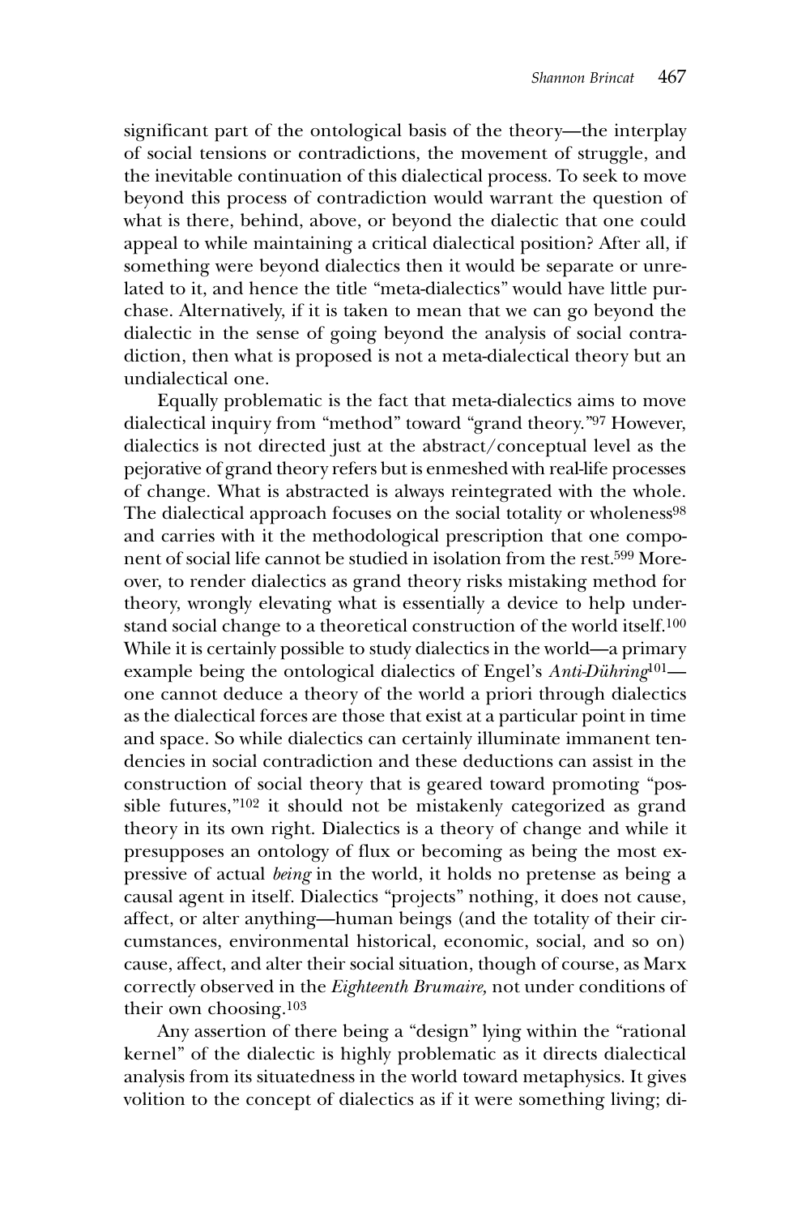significant part of the ontological basis of the theory—the interplay of social tensions or contradictions, the movement of struggle, and the inevitable continuation of this dialectical process. To seek to move beyond this process of contradiction would warrant the question of what is there, behind, above, or beyond the dialectic that one could appeal to while maintaining a critical dialectical position? After all, if something were beyond dialectics then it would be separate or unrelated to it, and hence the title "meta-dialectics" would have little purchase. Alternatively, if it is taken to mean that we can go beyond the dialectic in the sense of going beyond the analysis of social contradiction, then what is proposed is not a meta-dialectical theory but an undialectical one.

Equally problematic is the fact that meta-dialectics aims to move dialectical inquiry from "method" toward "grand theory."[97] However, dialectics is not directed just at the abstract/conceptual level as the pejorative of grand theory refers but is enmeshed with real-life processes of change. What is abstracted is always reintegrated with the whole. The dialectical approach focuses on the social totality or wholeness[98] and carries with it the methodological prescription that one component of social life cannot be studied in isolation from the rest.[599] Moreover, to render dialectics as grand theory risks mistaking method for theory, wrongly elevating what is essentially a device to help understand social change to a theoretical construction of the world itself.[100] While it is certainly possible to study dialectics in the world—a primary example being the ontological dialectics of Engel's *Anti-Dühring*[101]—one cannot deduce a theory of the world a priori through dialectics as the dialectical forces are those that exist at a particular point in time and space. So while dialectics can certainly illuminate immanent tendencies in social contradiction and these deductions can assist in the construction of social theory that is geared toward promoting "possible futures,"[102] it should not be mistakenly categorized as grand theory in its own right. Dialectics is a theory of change and while it presupposes an ontology of flux or becoming as being the most expressive of actual *being* in the world, it holds no pretense as being a causal agent in itself. Dialectics "projects" nothing, it does not cause, affect, or alter anything—human beings (and the totality of their circumstances, environmental historical, economic, social, and so on) cause, affect, and alter their social situation, though of course, as Marx correctly observed in the *Eighteenth Brumaire,* not under conditions of their own choosing.[103]

Any assertion of there being a "design" lying within the "rational kernel" of the dialectic is highly problematic as it directs dialectical analysis from its situatedness in the world toward metaphysics. It gives volition to the concept of dialectics as if it were something living; di-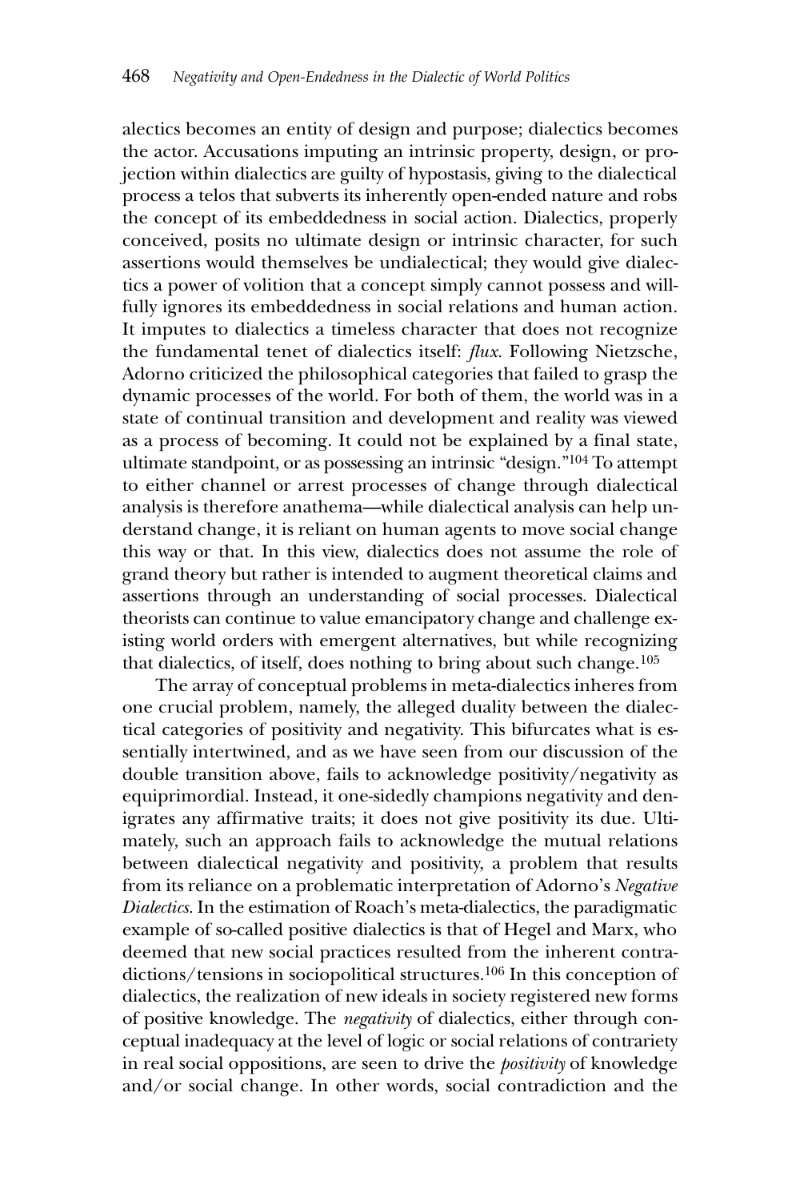alectics becomes an entity of design and purpose; dialectics becomes the actor. Accusations imputing an intrinsic property, design, or projection within dialectics are guilty of hypostasis, giving to the dialectical process a telos that subverts its inherently open-ended nature and robs the concept of its embeddedness in social action. Dialectics, properly conceived, posits no ultimate design or intrinsic character, for such assertions would themselves be undialectical; they would give dialectics a power of volition that a concept simply cannot possess and willfully ignores its embeddedness in social relations and human action. It imputes to dialectics a timeless character that does not recognize the fundamental tenet of dialectics itself: *flux*. Following Nietzsche, Adorno criticized the philosophical categories that failed to grasp the dynamic processes of the world. For both of them, the world was in a state of continual transition and development and reality was viewed as a process of becoming. It could not be explained by a final state, ultimate standpoint, or as possessing an intrinsic "design."[104] To attempt to either channel or arrest processes of change through dialectical analysis is therefore anathema—while dialectical analysis can help understand change, it is reliant on human agents to move social change this way or that. In this view, dialectics does not assume the role of grand theory but rather is intended to augment theoretical claims and assertions through an understanding of social processes. Dialectical theorists can continue to value emancipatory change and challenge existing world orders with emergent alternatives, but while recognizing that dialectics, of itself, does nothing to bring about such change.[105]

The array of conceptual problems in meta-dialectics inheres from one crucial problem, namely, the alleged duality between the dialectical categories of positivity and negativity. This bifurcates what is essentially intertwined, and as we have seen from our discussion of the double transition above, fails to acknowledge positivity/negativity as equiprimordial. Instead, it one-sidedly champions negativity and denigrates any affirmative traits; it does not give positivity its due. Ultimately, such an approach fails to acknowledge the mutual relations between dialectical negativity and positivity, a problem that results from its reliance on a problematic interpretation of Adorno's *Negative Dialectics*. In the estimation of Roach's meta-dialectics, the paradigmatic example of so-called positive dialectics is that of Hegel and Marx, who deemed that new social practices resulted from the inherent contradictions/tensions in sociopolitical structures.[106] In this conception of dialectics, the realization of new ideals in society registered new forms of positive knowledge. The *negativity* of dialectics, either through conceptual inadequacy at the level of logic or social relations of contrariety in real social oppositions, are seen to drive the *positivity* of knowledge and/or social change. In other words, social contradiction and the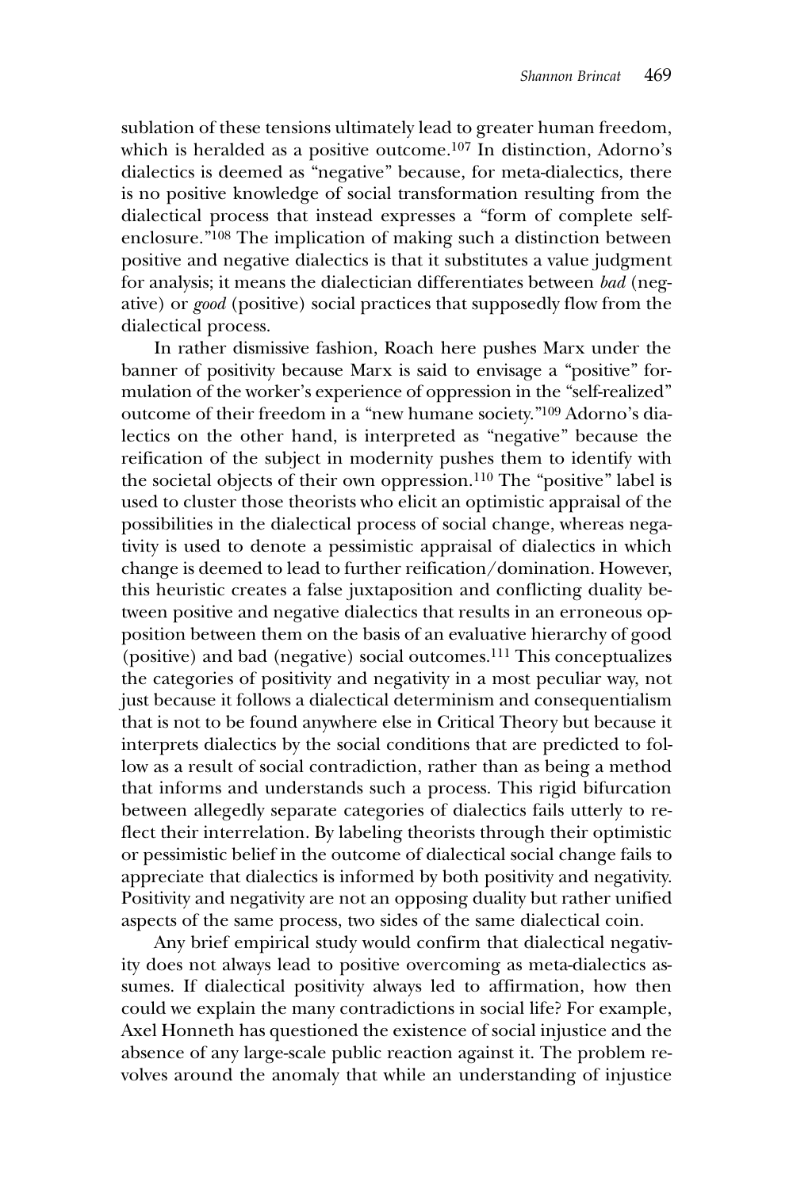sublation of these tensions ultimately lead to greater human freedom, which is heralded as a positive outcome.[107] In distinction, Adorno's dialectics is deemed as "negative" because, for meta-dialectics, there is no positive knowledge of social transformation resulting from the dialectical process that instead expresses a "form of complete self-enclosure."[108] The implication of making such a distinction between positive and negative dialectics is that it substitutes a value judgment for analysis; it means the dialectician differentiates between *bad* (negative) or *good* (positive) social practices that supposedly flow from the dialectical process.

In rather dismissive fashion, Roach here pushes Marx under the banner of positivity because Marx is said to envisage a "positive" formulation of the worker's experience of oppression in the "self-realized" outcome of their freedom in a "new humane society."[109] Adorno's dialectics on the other hand, is interpreted as "negative" because the reification of the subject in modernity pushes them to identify with the societal objects of their own oppression.[110] The "positive" label is used to cluster those theorists who elicit an optimistic appraisal of the possibilities in the dialectical process of social change, whereas negativity is used to denote a pessimistic appraisal of dialectics in which change is deemed to lead to further reification/domination. However, this heuristic creates a false juxtaposition and conflicting duality between positive and negative dialectics that results in an erroneous opposition between them on the basis of an evaluative hierarchy of good (positive) and bad (negative) social outcomes.[111] This conceptualizes the categories of positivity and negativity in a most peculiar way, not just because it follows a dialectical determinism and consequentialism that is not to be found anywhere else in Critical Theory but because it interprets dialectics by the social conditions that are predicted to follow as a result of social contradiction, rather than as being a method that informs and understands such a process. This rigid bifurcation between allegedly separate categories of dialectics fails utterly to reflect their interrelation. By labeling theorists through their optimistic or pessimistic belief in the outcome of dialectical social change fails to appreciate that dialectics is informed by both positivity and negativity. Positivity and negativity are not an opposing duality but rather unified aspects of the same process, two sides of the same dialectical coin.

Any brief empirical study would confirm that dialectical negativity does not always lead to positive overcoming as meta-dialectics assumes. If dialectical positivity always led to affirmation, how then could we explain the many contradictions in social life? For example, Axel Honneth has questioned the existence of social injustice and the absence of any large-scale public reaction against it. The problem revolves around the anomaly that while an understanding of injustice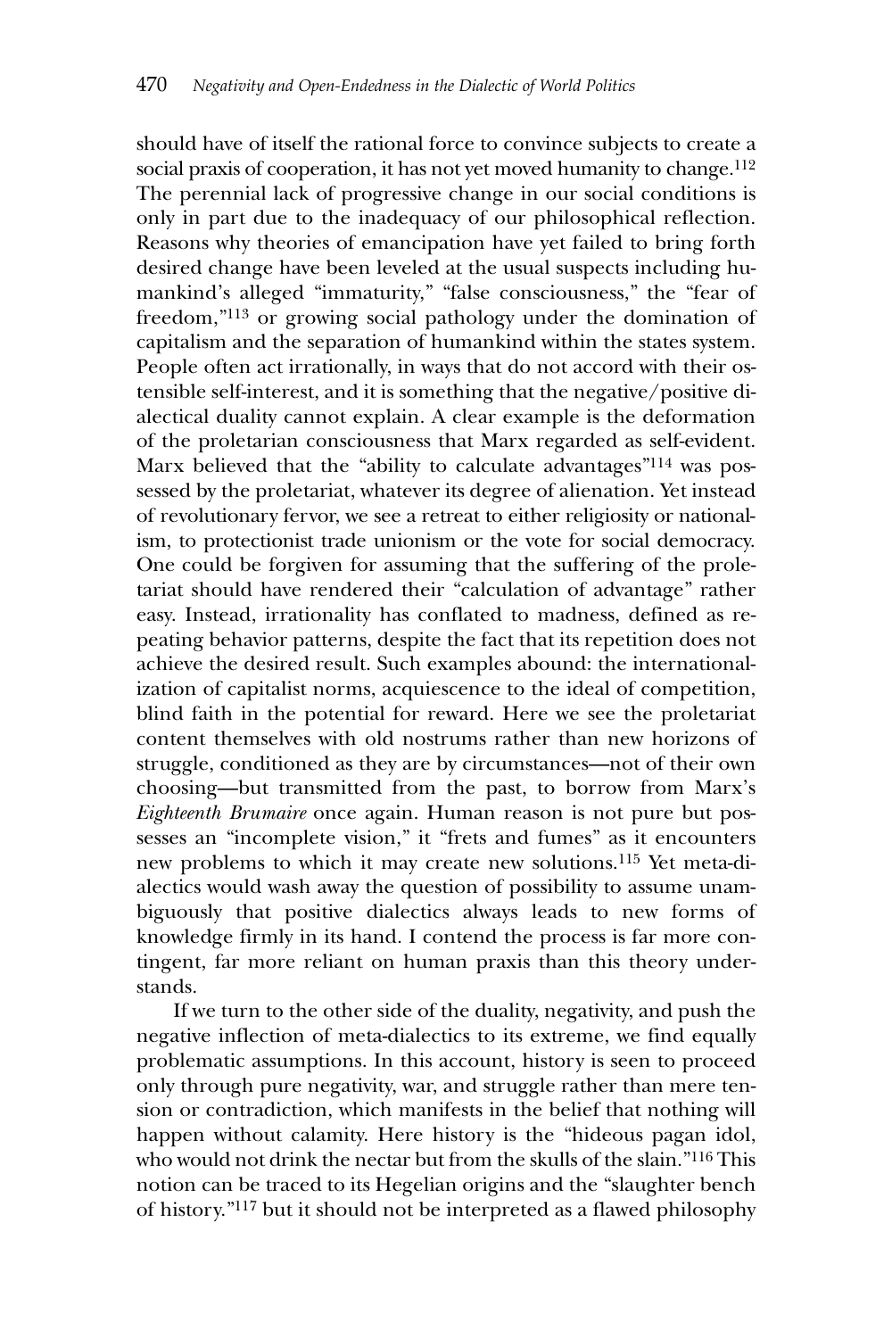should have of itself the rational force to convince subjects to create a social praxis of cooperation, it has not yet moved humanity to change.[112] The perennial lack of progressive change in our social conditions is only in part due to the inadequacy of our philosophical reflection. Reasons why theories of emancipation have yet failed to bring forth desired change have been leveled at the usual suspects including humankind's alleged "immaturity," "false consciousness," the "fear of freedom,"[113] or growing social pathology under the domination of capitalism and the separation of humankind within the states system. People often act irrationally, in ways that do not accord with their ostensible self-interest, and it is something that the negative/positive dialectical duality cannot explain. A clear example is the deformation of the proletarian consciousness that Marx regarded as self-evident. Marx believed that the "ability to calculate advantages"[114] was possessed by the proletariat, whatever its degree of alienation. Yet instead of revolutionary fervor, we see a retreat to either religiosity or nationalism, to protectionist trade unionism or the vote for social democracy. One could be forgiven for assuming that the suffering of the proletariat should have rendered their "calculation of advantage" rather easy. Instead, irrationality has conflated to madness, defined as repeating behavior patterns, despite the fact that its repetition does not achieve the desired result. Such examples abound: the internationalization of capitalist norms, acquiescence to the ideal of competition, blind faith in the potential for reward. Here we see the proletariat content themselves with old nostrums rather than new horizons of struggle, conditioned as they are by circumstances—not of their own choosing—but transmitted from the past, to borrow from Marx's *Eighteenth Brumaire* once again. Human reason is not pure but possesses an "incomplete vision," it "frets and fumes" as it encounters new problems to which it may create new solutions.[115] Yet meta-dialectics would wash away the question of possibility to assume unambiguously that positive dialectics always leads to new forms of knowledge firmly in its hand. I contend the process is far more contingent, far more reliant on human praxis than this theory understands.

If we turn to the other side of the duality, negativity, and push the negative inflection of meta-dialectics to its extreme, we find equally problematic assumptions. In this account, history is seen to proceed only through pure negativity, war, and struggle rather than mere tension or contradiction, which manifests in the belief that nothing will happen without calamity. Here history is the "hideous pagan idol, who would not drink the nectar but from the skulls of the slain."[116] This notion can be traced to its Hegelian origins and the "slaughter bench of history."[117] but it should not be interpreted as a flawed philosophy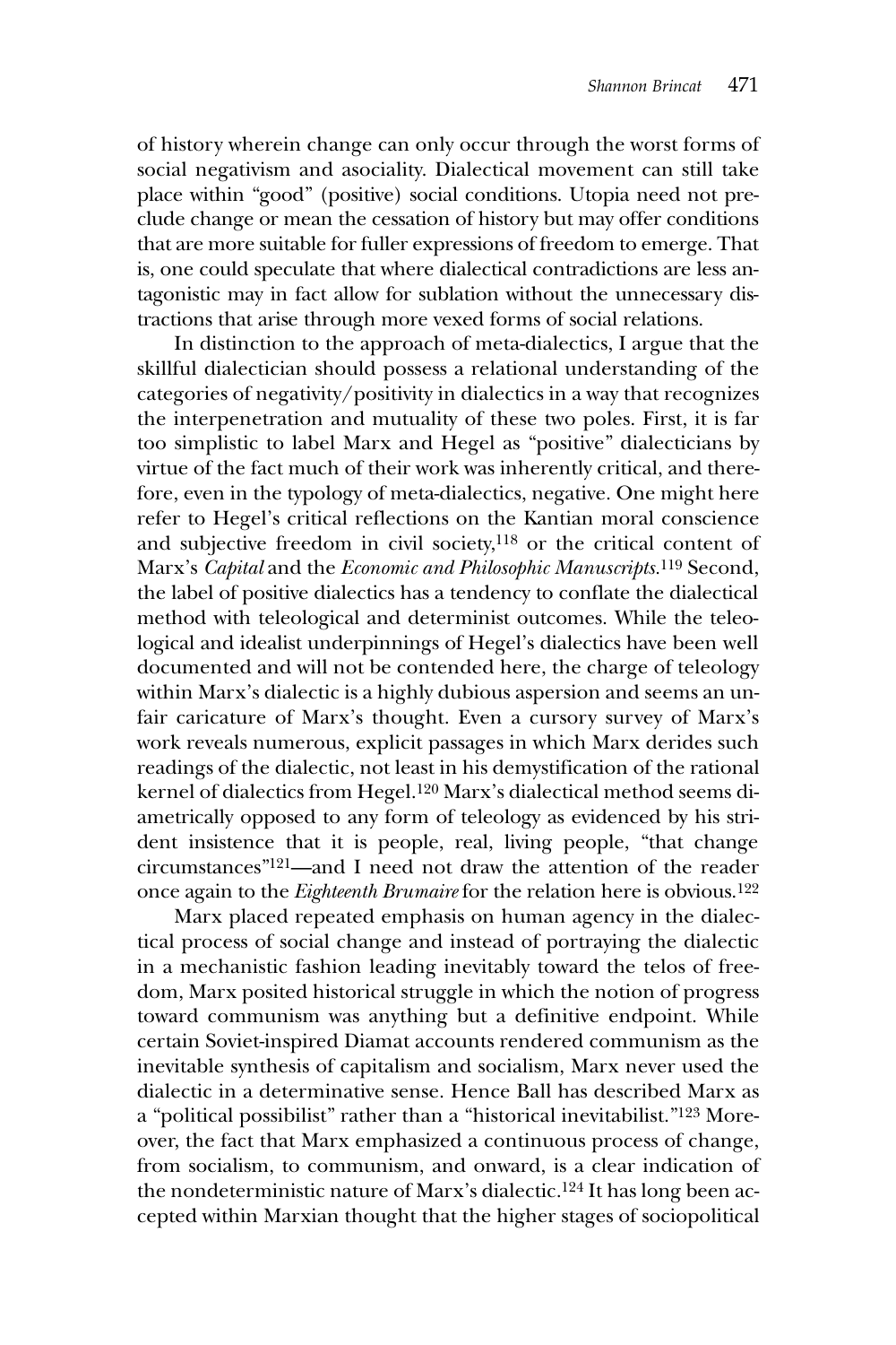of history wherein change can only occur through the worst forms of social negativism and asociality. Dialectical movement can still take place within "good" (positive) social conditions. Utopia need not preclude change or mean the cessation of history but may offer conditions that are more suitable for fuller expressions of freedom to emerge. That is, one could speculate that where dialectical contradictions are less antagonistic may in fact allow for sublation without the unnecessary distractions that arise through more vexed forms of social relations.

In distinction to the approach of meta-dialectics, I argue that the skillful dialectician should possess a relational understanding of the categories of negativity/positivity in dialectics in a way that recognizes the interpenetration and mutuality of these two poles. First, it is far too simplistic to label Marx and Hegel as "positive" dialecticians by virtue of the fact much of their work was inherently critical, and therefore, even in the typology of meta-dialectics, negative. One might here refer to Hegel's critical reflections on the Kantian moral conscience and subjective freedom in civil society,[118] or the critical content of Marx's *Capital* and the *Economic and Philosophic Manuscripts*.[119] Second, the label of positive dialectics has a tendency to conflate the dialectical method with teleological and determinist outcomes. While the teleological and idealist underpinnings of Hegel's dialectics have been well documented and will not be contended here, the charge of teleology within Marx's dialectic is a highly dubious aspersion and seems an unfair caricature of Marx's thought. Even a cursory survey of Marx's work reveals numerous, explicit passages in which Marx derides such readings of the dialectic, not least in his demystification of the rational kernel of dialectics from Hegel.[120] Marx's dialectical method seems diametrically opposed to any form of teleology as evidenced by his strident insistence that it is people, real, living people, "that change circumstances"[121]—and I need not draw the attention of the reader once again to the *Eighteenth Brumaire* for the relation here is obvious.[122]

Marx placed repeated emphasis on human agency in the dialectical process of social change and instead of portraying the dialectic in a mechanistic fashion leading inevitably toward the telos of freedom, Marx posited historical struggle in which the notion of progress toward communism was anything but a definitive endpoint. While certain Soviet-inspired Diamat accounts rendered communism as the inevitable synthesis of capitalism and socialism, Marx never used the dialectic in a determinative sense. Hence Ball has described Marx as a "political possibilist" rather than a "historical inevitabilist."[123] Moreover, the fact that Marx emphasized a continuous process of change, from socialism, to communism, and onward, is a clear indication of the nondeterministic nature of Marx's dialectic.[124] It has long been accepted within Marxian thought that the higher stages of sociopolitical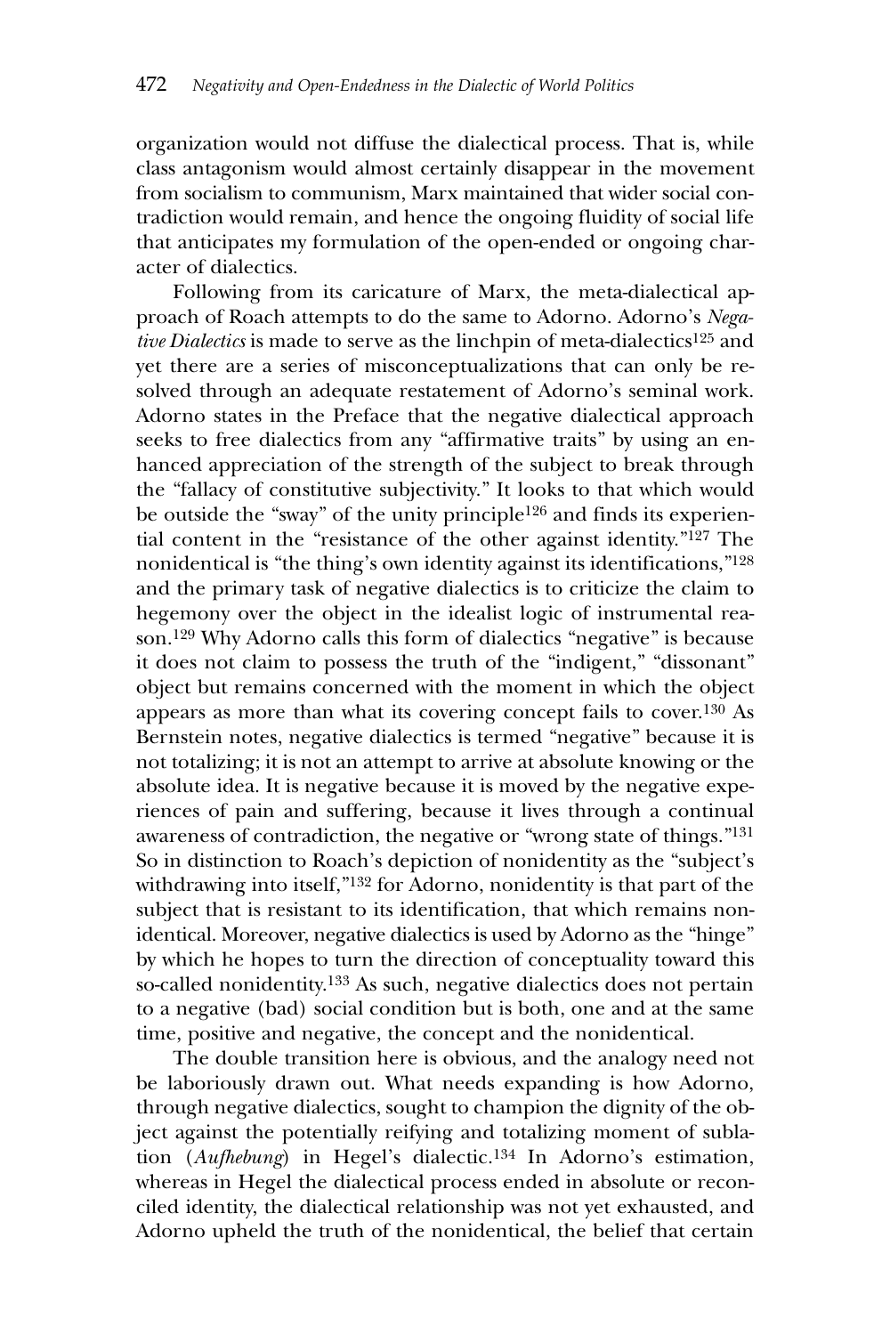organization would not diffuse the dialectical process. That is, while class antagonism would almost certainly disappear in the movement from socialism to communism, Marx maintained that wider social contradiction would remain, and hence the ongoing fluidity of social life that anticipates my formulation of the open-ended or ongoing character of dialectics.

Following from its caricature of Marx, the meta-dialectical approach of Roach attempts to do the same to Adorno. Adorno's *Negative Dialectics* is made to serve as the linchpin of meta-dialectics[125] and yet there are a series of misconceptualizations that can only be resolved through an adequate restatement of Adorno's seminal work. Adorno states in the Preface that the negative dialectical approach seeks to free dialectics from any "affirmative traits" by using an enhanced appreciation of the strength of the subject to break through the "fallacy of constitutive subjectivity." It looks to that which would be outside the "sway" of the unity principle[126] and finds its experiential content in the "resistance of the other against identity."[127] The nonidentical is "the thing's own identity against its identifications,"[128] and the primary task of negative dialectics is to criticize the claim to hegemony over the object in the idealist logic of instrumental reason.[129] Why Adorno calls this form of dialectics "negative" is because it does not claim to possess the truth of the "indigent," "dissonant" object but remains concerned with the moment in which the object appears as more than what its covering concept fails to cover.[130] As Bernstein notes, negative dialectics is termed "negative" because it is not totalizing; it is not an attempt to arrive at absolute knowing or the absolute idea. It is negative because it is moved by the negative experiences of pain and suffering, because it lives through a continual awareness of contradiction, the negative or "wrong state of things."[131] So in distinction to Roach's depiction of nonidentity as the "subject's withdrawing into itself,"[132] for Adorno, nonidentity is that part of the subject that is resistant to its identification, that which remains nonidentical. Moreover, negative dialectics is used by Adorno as the "hinge" by which he hopes to turn the direction of conceptuality toward this so-called nonidentity.[133] As such, negative dialectics does not pertain to a negative (bad) social condition but is both, one and at the same time, positive and negative, the concept and the nonidentical.

The double transition here is obvious, and the analogy need not be laboriously drawn out. What needs expanding is how Adorno, through negative dialectics, sought to champion the dignity of the object against the potentially reifying and totalizing moment of sublation (*Aufhebung*) in Hegel's dialectic.[134] In Adorno's estimation, whereas in Hegel the dialectical process ended in absolute or reconciled identity, the dialectical relationship was not yet exhausted, and Adorno upheld the truth of the nonidentical, the belief that certain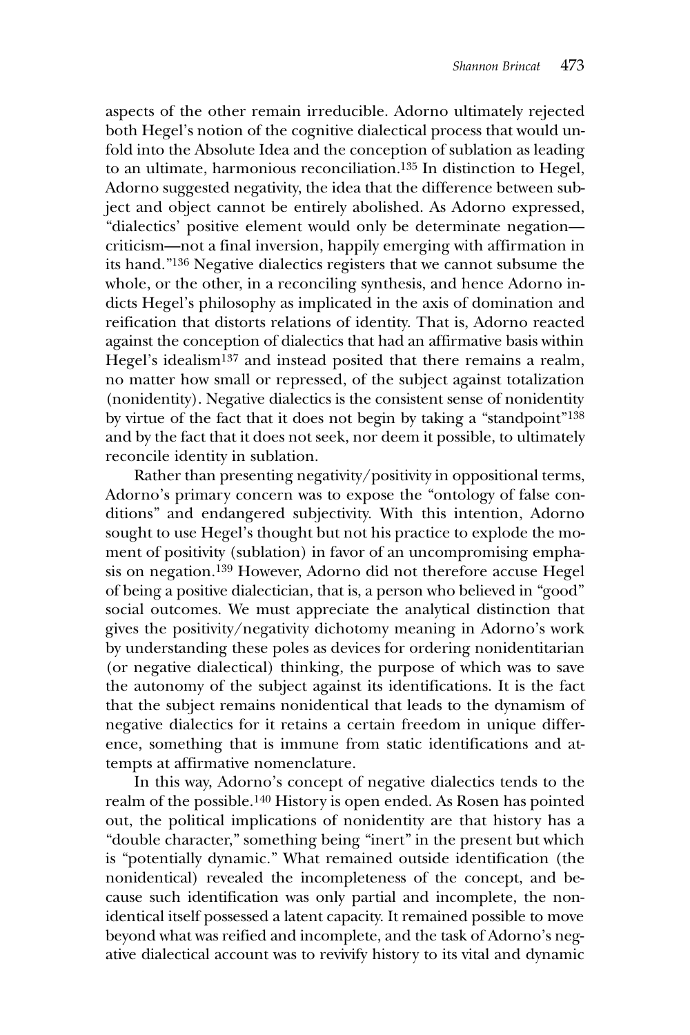aspects of the other remain irreducible. Adorno ultimately rejected both Hegel's notion of the cognitive dialectical process that would unfold into the Absolute Idea and the conception of sublation as leading to an ultimate, harmonious reconciliation.[135] In distinction to Hegel, Adorno suggested negativity, the idea that the difference between subject and object cannot be entirely abolished. As Adorno expressed, "dialectics' positive element would only be determinate negation—criticism—not a final inversion, happily emerging with affirmation in its hand."[136] Negative dialectics registers that we cannot subsume the whole, or the other, in a reconciling synthesis, and hence Adorno indicts Hegel's philosophy as implicated in the axis of domination and reification that distorts relations of identity. That is, Adorno reacted against the conception of dialectics that had an affirmative basis within Hegel's idealism[137] and instead posited that there remains a realm, no matter how small or repressed, of the subject against totalization (nonidentity). Negative dialectics is the consistent sense of nonidentity by virtue of the fact that it does not begin by taking a "standpoint"[138] and by the fact that it does not seek, nor deem it possible, to ultimately reconcile identity in sublation.

Rather than presenting negativity/positivity in oppositional terms, Adorno's primary concern was to expose the "ontology of false conditions" and endangered subjectivity. With this intention, Adorno sought to use Hegel's thought but not his practice to explode the moment of positivity (sublation) in favor of an uncompromising emphasis on negation.[139] However, Adorno did not therefore accuse Hegel of being a positive dialectician, that is, a person who believed in "good" social outcomes. We must appreciate the analytical distinction that gives the positivity/negativity dichotomy meaning in Adorno's work by understanding these poles as devices for ordering nonidentitarian (or negative dialectical) thinking, the purpose of which was to save the autonomy of the subject against its identifications. It is the fact that the subject remains nonidentical that leads to the dynamism of negative dialectics for it retains a certain freedom in unique difference, something that is immune from static identifications and attempts at affirmative nomenclature.

In this way, Adorno's concept of negative dialectics tends to the realm of the possible.[140] History is open ended. As Rosen has pointed out, the political implications of nonidentity are that history has a "double character," something being "inert" in the present but which is "potentially dynamic." What remained outside identification (the nonidentical) revealed the incompleteness of the concept, and because such identification was only partial and incomplete, the nonidentical itself possessed a latent capacity. It remained possible to move beyond what was reified and incomplete, and the task of Adorno's negative dialectical account was to revivify history to its vital and dynamic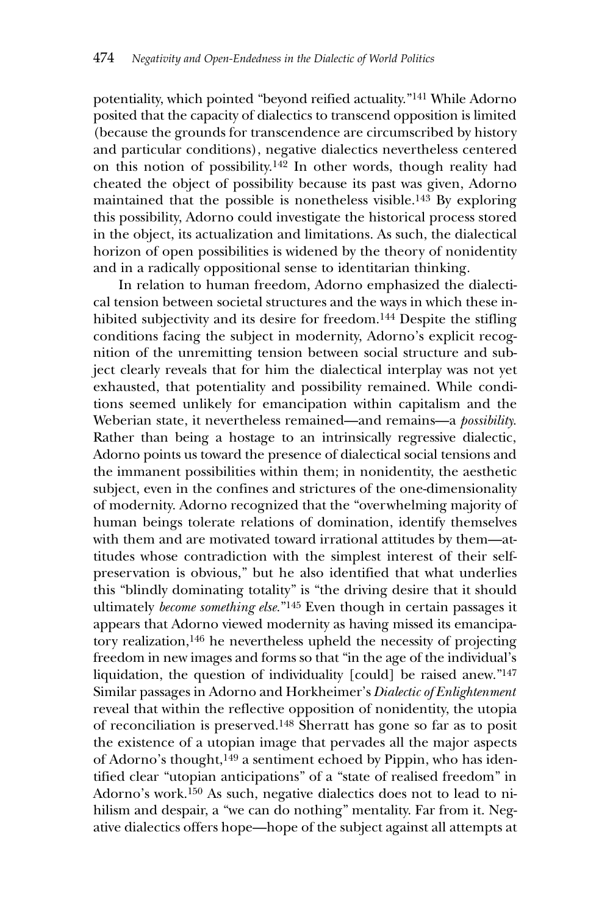potentiality, which pointed "beyond reified actuality."[141] While Adorno posited that the capacity of dialectics to transcend opposition is limited (because the grounds for transcendence are circumscribed by history and particular conditions), negative dialectics nevertheless centered on this notion of possibility.[142] In other words, though reality had cheated the object of possibility because its past was given, Adorno maintained that the possible is nonetheless visible.[143] By exploring this possibility, Adorno could investigate the historical process stored in the object, its actualization and limitations. As such, the dialectical horizon of open possibilities is widened by the theory of nonidentity and in a radically oppositional sense to identitarian thinking.

In relation to human freedom, Adorno emphasized the dialectical tension between societal structures and the ways in which these inhibited subjectivity and its desire for freedom.[144] Despite the stifling conditions facing the subject in modernity, Adorno's explicit recognition of the unremitting tension between social structure and subject clearly reveals that for him the dialectical interplay was not yet exhausted, that potentiality and possibility remained. While conditions seemed unlikely for emancipation within capitalism and the Weberian state, it nevertheless remained—and remains—a *possibility*. Rather than being a hostage to an intrinsically regressive dialectic, Adorno points us toward the presence of dialectical social tensions and the immanent possibilities within them; in nonidentity, the aesthetic subject, even in the confines and strictures of the one-dimensionality of modernity. Adorno recognized that the "overwhelming majority of human beings tolerate relations of domination, identify themselves with them and are motivated toward irrational attitudes by them—attitudes whose contradiction with the simplest interest of their self-preservation is obvious," but he also identified that what underlies this "blindly dominating totality" is "the driving desire that it should ultimately *become something else*."[145] Even though in certain passages it appears that Adorno viewed modernity as having missed its emancipatory realization,[146] he nevertheless upheld the necessity of projecting freedom in new images and forms so that "in the age of the individual's liquidation, the question of individuality [could] be raised anew."[147] Similar passages in Adorno and Horkheimer's *Dialectic of Enlightenment* reveal that within the reflective opposition of nonidentity, the utopia of reconciliation is preserved.[148] Sherratt has gone so far as to posit the existence of a utopian image that pervades all the major aspects of Adorno's thought,[149] a sentiment echoed by Pippin, who has identified clear "utopian anticipations" of a "state of realised freedom" in Adorno's work.[150] As such, negative dialectics does not to lead to nihilism and despair, a "we can do nothing" mentality. Far from it. Negative dialectics offers hope—hope of the subject against all attempts at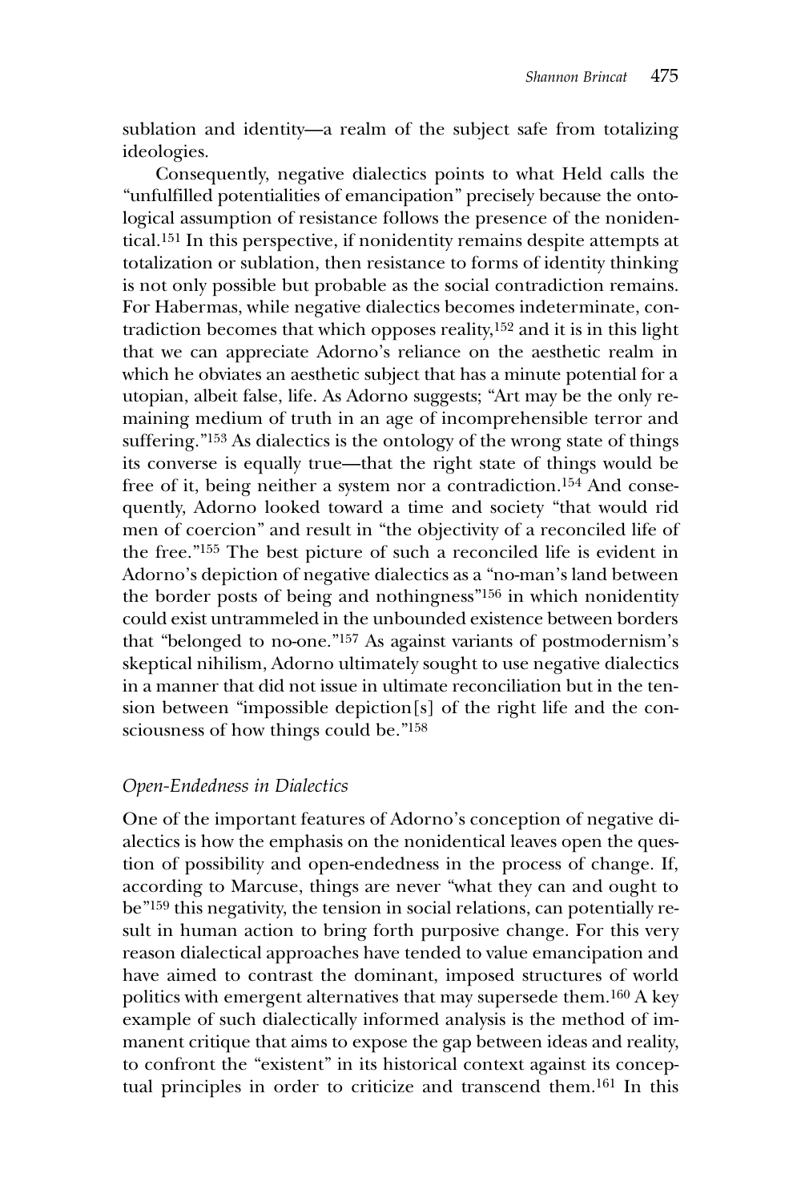sublation and identity—a realm of the subject safe from totalizing ideologies.

Consequently, negative dialectics points to what Held calls the "unfulfilled potentialities of emancipation" precisely because the ontological assumption of resistance follows the presence of the nonidentical.[151] In this perspective, if nonidentity remains despite attempts at totalization or sublation, then resistance to forms of identity thinking is not only possible but probable as the social contradiction remains. For Habermas, while negative dialectics becomes indeterminate, contradiction becomes that which opposes reality,[152] and it is in this light that we can appreciate Adorno's reliance on the aesthetic realm in which he obviates an aesthetic subject that has a minute potential for a utopian, albeit false, life. As Adorno suggests; "Art may be the only remaining medium of truth in an age of incomprehensible terror and suffering."[153] As dialectics is the ontology of the wrong state of things its converse is equally true—that the right state of things would be free of it, being neither a system nor a contradiction.[154] And consequently, Adorno looked toward a time and society "that would rid men of coercion" and result in "the objectivity of a reconciled life of the free."[155] The best picture of such a reconciled life is evident in Adorno's depiction of negative dialectics as a "no-man's land between the border posts of being and nothingness"[156] in which nonidentity could exist untrammeled in the unbounded existence between borders that "belonged to no-one."[157] As against variants of postmodernism's skeptical nihilism, Adorno ultimately sought to use negative dialectics in a manner that did not issue in ultimate reconciliation but in the tension between "impossible depiction[s] of the right life and the consciousness of how things could be."[158]

### *Open-Endedness in Dialectics*

One of the important features of Adorno's conception of negative dialectics is how the emphasis on the nonidentical leaves open the question of possibility and open-endedness in the process of change. If, according to Marcuse, things are never "what they can and ought to be"[159] this negativity, the tension in social relations, can potentially result in human action to bring forth purposive change. For this very reason dialectical approaches have tended to value emancipation and have aimed to contrast the dominant, imposed structures of world politics with emergent alternatives that may supersede them.[160] A key example of such dialectically informed analysis is the method of immanent critique that aims to expose the gap between ideas and reality, to confront the "existent" in its historical context against its conceptual principles in order to criticize and transcend them.[161] In this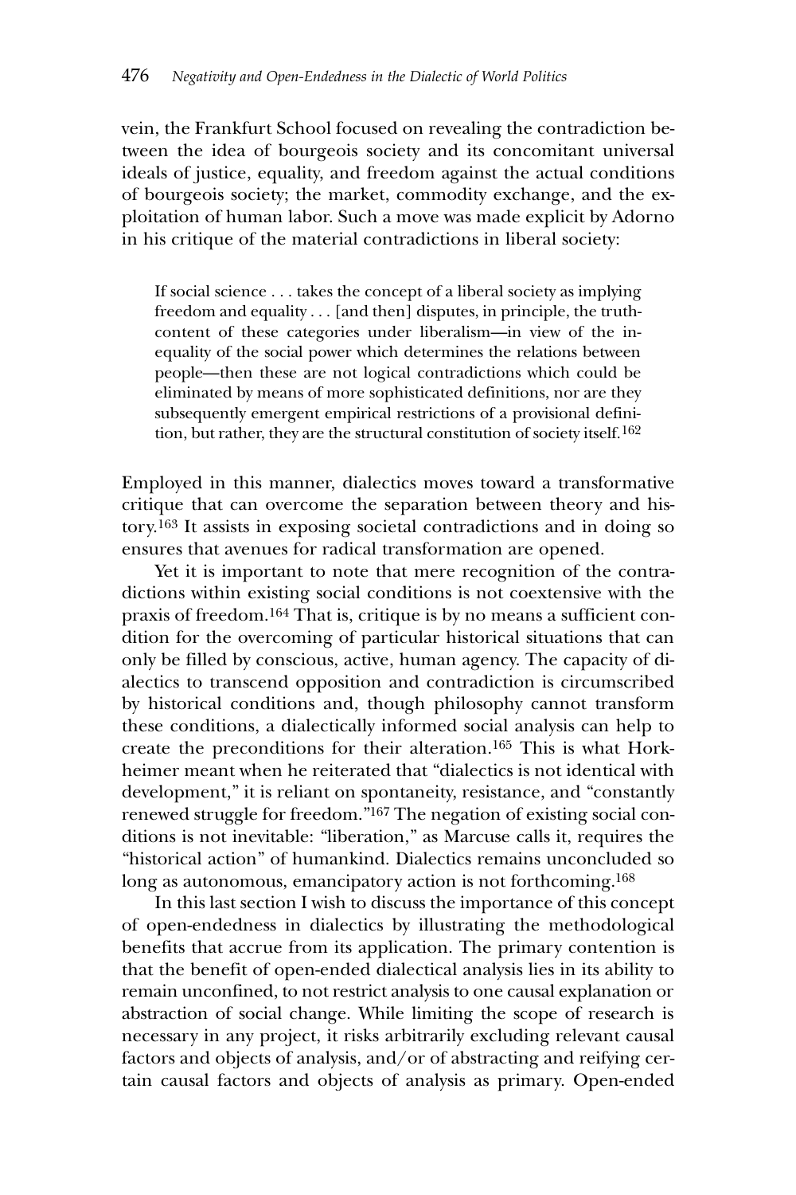vein, the Frankfurt School focused on revealing the contradiction between the idea of bourgeois society and its concomitant universal ideals of justice, equality, and freedom against the actual conditions of bourgeois society; the market, commodity exchange, and the exploitation of human labor. Such a move was made explicit by Adorno in his critique of the material contradictions in liberal society:

> If social science . . . takes the concept of a liberal society as implying freedom and equality . . . [and then] disputes, in principle, the truth-content of these categories under liberalism—in view of the inequality of the social power which determines the relations between people—then these are not logical contradictions which could be eliminated by means of more sophisticated definitions, nor are they subsequently emergent empirical restrictions of a provisional definition, but rather, they are the structural constitution of society itself.[162]

Employed in this manner, dialectics moves toward a transformative critique that can overcome the separation between theory and history.[163] It assists in exposing societal contradictions and in doing so ensures that avenues for radical transformation are opened.

Yet it is important to note that mere recognition of the contradictions within existing social conditions is not coextensive with the praxis of freedom.[164] That is, critique is by no means a sufficient condition for the overcoming of particular historical situations that can only be filled by conscious, active, human agency. The capacity of dialectics to transcend opposition and contradiction is circumscribed by historical conditions and, though philosophy cannot transform these conditions, a dialectically informed social analysis can help to create the preconditions for their alteration.[165] This is what Horkheimer meant when he reiterated that "dialectics is not identical with development," it is reliant on spontaneity, resistance, and "constantly renewed struggle for freedom."[167] The negation of existing social conditions is not inevitable: "liberation," as Marcuse calls it, requires the "historical action" of humankind. Dialectics remains unconcluded so long as autonomous, emancipatory action is not forthcoming.[168]

In this last section I wish to discuss the importance of this concept of open-endedness in dialectics by illustrating the methodological benefits that accrue from its application. The primary contention is that the benefit of open-ended dialectical analysis lies in its ability to remain unconfined, to not restrict analysis to one causal explanation or abstraction of social change. While limiting the scope of research is necessary in any project, it risks arbitrarily excluding relevant causal factors and objects of analysis, and/or of abstracting and reifying certain causal factors and objects of analysis as primary. Open-ended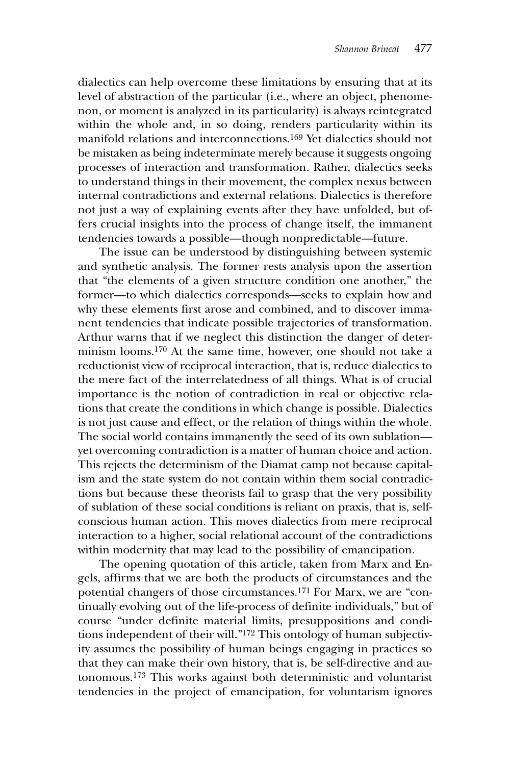dialectics can help overcome these limitations by ensuring that at its level of abstraction of the particular (i.e., where an object, phenomenon, or moment is analyzed in its particularity) is always reintegrated within the whole and, in so doing, renders particularity within its manifold relations and interconnections.[169] Yet dialectics should not be mistaken as being indeterminate merely because it suggests ongoing processes of interaction and transformation. Rather, dialectics seeks to understand things in their movement, the complex nexus between internal contradictions and external relations. Dialectics is therefore not just a way of explaining events after they have unfolded, but offers crucial insights into the process of change itself, the immanent tendencies towards a possible—though nonpredictable—future.

The issue can be understood by distinguishing between systemic and synthetic analysis. The former rests analysis upon the assertion that "the elements of a given structure condition one another," the former—to which dialectics corresponds—seeks to explain how and why these elements first arose and combined, and to discover immanent tendencies that indicate possible trajectories of transformation. Arthur warns that if we neglect this distinction the danger of determinism looms.[170] At the same time, however, one should not take a reductionist view of reciprocal interaction, that is, reduce dialectics to the mere fact of the interrelatedness of all things. What is of crucial importance is the notion of contradiction in real or objective relations that create the conditions in which change is possible. Dialectics is not just cause and effect, or the relation of things within the whole. The social world contains immanently the seed of its own sublation—yet overcoming contradiction is a matter of human choice and action. This rejects the determinism of the Diamat camp not because capitalism and the state system do not contain within them social contradictions but because these theorists fail to grasp that the very possibility of sublation of these social conditions is reliant on praxis, that is, self-conscious human action. This moves dialectics from mere reciprocal interaction to a higher, social relational account of the contradictions within modernity that may lead to the possibility of emancipation.

The opening quotation of this article, taken from Marx and Engels, affirms that we are both the products of circumstances and the potential changers of those circumstances.[171] For Marx, we are "continually evolving out of the life-process of definite individuals," but of course "under definite material limits, presuppositions and conditions independent of their will."[172] This ontology of human subjectivity assumes the possibility of human beings engaging in practices so that they can make their own history, that is, be self-directive and autonomous.[173] This works against both deterministic and voluntarist tendencies in the project of emancipation, for voluntarism ignores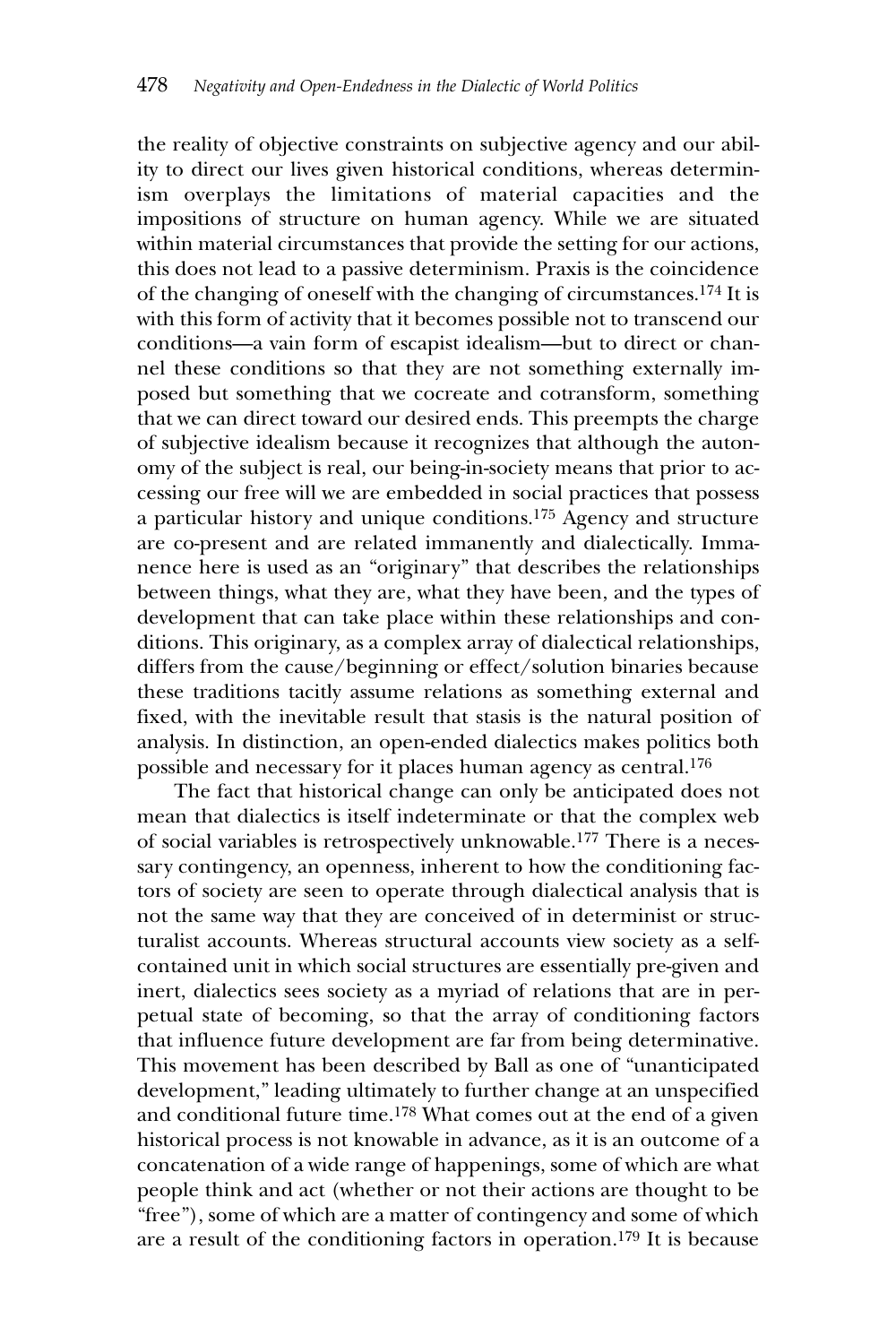the reality of objective constraints on subjective agency and our ability to direct our lives given historical conditions, whereas determinism overplays the limitations of material capacities and the impositions of structure on human agency. While we are situated within material circumstances that provide the setting for our actions, this does not lead to a passive determinism. Praxis is the coincidence of the changing of oneself with the changing of circumstances.[174] It is with this form of activity that it becomes possible not to transcend our conditions—a vain form of escapist idealism—but to direct or channel these conditions so that they are not something externally imposed but something that we cocreate and cotransform, something that we can direct toward our desired ends. This preempts the charge of subjective idealism because it recognizes that although the autonomy of the subject is real, our being-in-society means that prior to accessing our free will we are embedded in social practices that possess a particular history and unique conditions.[175] Agency and structure are co-present and are related immanently and dialectically. Immanence here is used as an "originary" that describes the relationships between things, what they are, what they have been, and the types of development that can take place within these relationships and conditions. This originary, as a complex array of dialectical relationships, differs from the cause/beginning or effect/solution binaries because these traditions tacitly assume relations as something external and fixed, with the inevitable result that stasis is the natural position of analysis. In distinction, an open-ended dialectics makes politics both possible and necessary for it places human agency as central.[176]

The fact that historical change can only be anticipated does not mean that dialectics is itself indeterminate or that the complex web of social variables is retrospectively unknowable.[177] There is a necessary contingency, an openness, inherent to how the conditioning factors of society are seen to operate through dialectical analysis that is not the same way that they are conceived of in determinist or structuralist accounts. Whereas structural accounts view society as a self-contained unit in which social structures are essentially pre-given and inert, dialectics sees society as a myriad of relations that are in perpetual state of becoming, so that the array of conditioning factors that influence future development are far from being determinative. This movement has been described by Ball as one of "unanticipated development," leading ultimately to further change at an unspecified and conditional future time.[178] What comes out at the end of a given historical process is not knowable in advance, as it is an outcome of a concatenation of a wide range of happenings, some of which are what people think and act (whether or not their actions are thought to be "free"), some of which are a matter of contingency and some of which are a result of the conditioning factors in operation.[179] It is because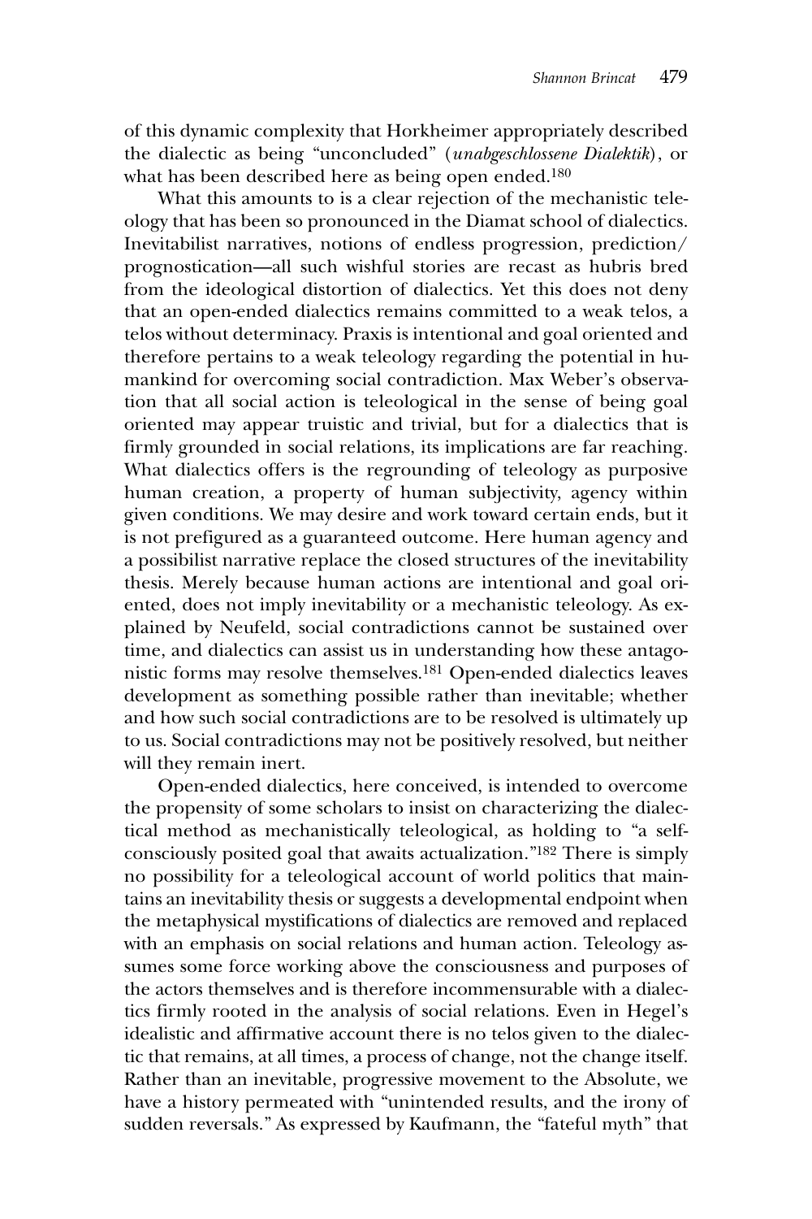of this dynamic complexity that Horkheimer appropriately described the dialectic as being "unconcluded" (*unabgeschlossene Dialektik*), or what has been described here as being open ended.[180]

What this amounts to is a clear rejection of the mechanistic teleology that has been so pronounced in the Diamat school of dialectics. Inevitabilist narratives, notions of endless progression, prediction/prognostication—all such wishful stories are recast as hubris bred from the ideological distortion of dialectics. Yet this does not deny that an open-ended dialectics remains committed to a weak telos, a telos without determinacy. Praxis is intentional and goal oriented and therefore pertains to a weak teleology regarding the potential in humankind for overcoming social contradiction. Max Weber's observation that all social action is teleological in the sense of being goal oriented may appear truistic and trivial, but for a dialectics that is firmly grounded in social relations, its implications are far reaching. What dialectics offers is the regrounding of teleology as purposive human creation, a property of human subjectivity, agency within given conditions. We may desire and work toward certain ends, but it is not prefigured as a guaranteed outcome. Here human agency and a possibilist narrative replace the closed structures of the inevitability thesis. Merely because human actions are intentional and goal oriented, does not imply inevitability or a mechanistic teleology. As explained by Neufeld, social contradictions cannot be sustained over time, and dialectics can assist us in understanding how these antagonistic forms may resolve themselves.[181] Open-ended dialectics leaves development as something possible rather than inevitable; whether and how such social contradictions are to be resolved is ultimately up to us. Social contradictions may not be positively resolved, but neither will they remain inert.

Open-ended dialectics, here conceived, is intended to overcome the propensity of some scholars to insist on characterizing the dialectical method as mechanistically teleological, as holding to "a self-consciously posited goal that awaits actualization."[182] There is simply no possibility for a teleological account of world politics that maintains an inevitability thesis or suggests a developmental endpoint when the metaphysical mystifications of dialectics are removed and replaced with an emphasis on social relations and human action. Teleology assumes some force working above the consciousness and purposes of the actors themselves and is therefore incommensurable with a dialectics firmly rooted in the analysis of social relations. Even in Hegel's idealistic and affirmative account there is no telos given to the dialectic that remains, at all times, a process of change, not the change itself. Rather than an inevitable, progressive movement to the Absolute, we have a history permeated with "unintended results, and the irony of sudden reversals." As expressed by Kaufmann, the "fateful myth" that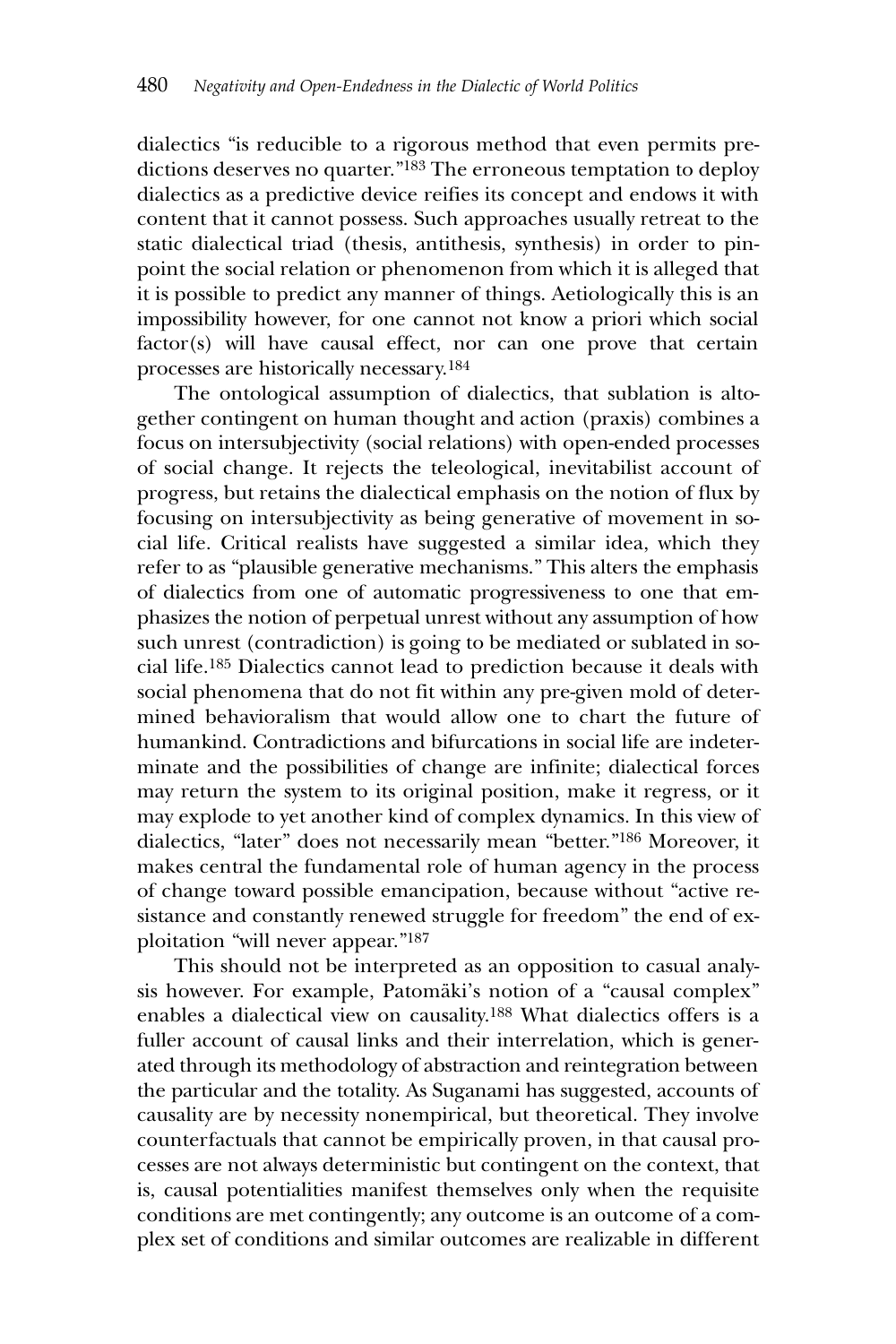dialectics "is reducible to a rigorous method that even permits predictions deserves no quarter."[183] The erroneous temptation to deploy dialectics as a predictive device reifies its concept and endows it with content that it cannot possess. Such approaches usually retreat to the static dialectical triad (thesis, antithesis, synthesis) in order to pinpoint the social relation or phenomenon from which it is alleged that it is possible to predict any manner of things. Aetiologically this is an impossibility however, for one cannot not know a priori which social factor(s) will have causal effect, nor can one prove that certain processes are historically necessary.[184]

The ontological assumption of dialectics, that sublation is altogether contingent on human thought and action (praxis) combines a focus on intersubjectivity (social relations) with open-ended processes of social change. It rejects the teleological, inevitabilist account of progress, but retains the dialectical emphasis on the notion of flux by focusing on intersubjectivity as being generative of movement in social life. Critical realists have suggested a similar idea, which they refer to as "plausible generative mechanisms." This alters the emphasis of dialectics from one of automatic progressiveness to one that emphasizes the notion of perpetual unrest without any assumption of how such unrest (contradiction) is going to be mediated or sublated in social life.[185] Dialectics cannot lead to prediction because it deals with social phenomena that do not fit within any pre-given mold of determined behavioralism that would allow one to chart the future of humankind. Contradictions and bifurcations in social life are indeterminate and the possibilities of change are infinite; dialectical forces may return the system to its original position, make it regress, or it may explode to yet another kind of complex dynamics. In this view of dialectics, "later" does not necessarily mean "better."[186] Moreover, it makes central the fundamental role of human agency in the process of change toward possible emancipation, because without "active resistance and constantly renewed struggle for freedom" the end of exploitation "will never appear."[187]

This should not be interpreted as an opposition to casual analysis however. For example, Patomäki's notion of a "causal complex" enables a dialectical view on causality.[188] What dialectics offers is a fuller account of causal links and their interrelation, which is generated through its methodology of abstraction and reintegration between the particular and the totality. As Suganami has suggested, accounts of causality are by necessity nonempirical, but theoretical. They involve counterfactuals that cannot be empirically proven, in that causal processes are not always deterministic but contingent on the context, that is, causal potentialities manifest themselves only when the requisite conditions are met contingently; any outcome is an outcome of a complex set of conditions and similar outcomes are realizable in different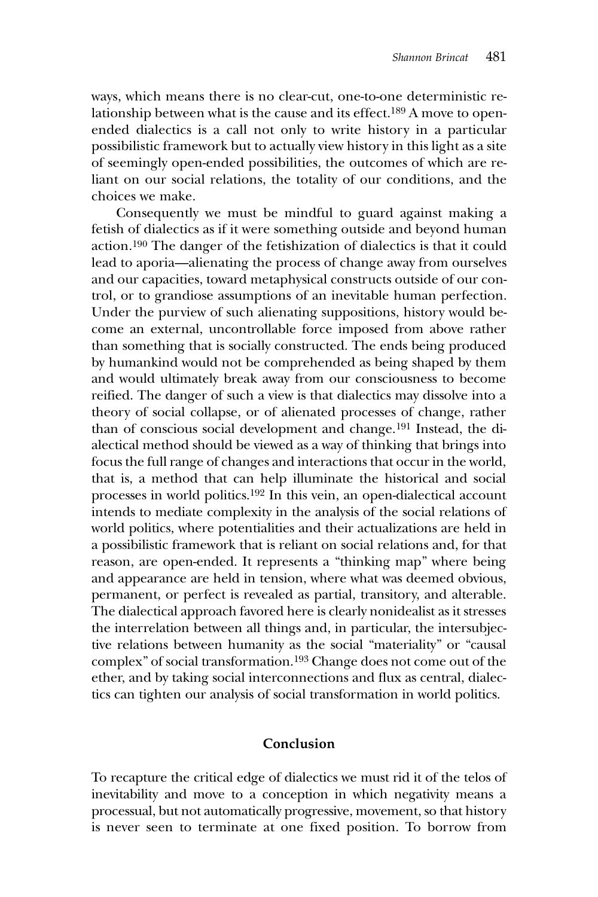ways, which means there is no clear-cut, one-to-one deterministic relationship between what is the cause and its effect.[189] A move to open-ended dialectics is a call not only to write history in a particular possibilistic framework but to actually view history in this light as a site of seemingly open-ended possibilities, the outcomes of which are reliant on our social relations, the totality of our conditions, and the choices we make.

Consequently we must be mindful to guard against making a fetish of dialectics as if it were something outside and beyond human action.[190] The danger of the fetishization of dialectics is that it could lead to aporia—alienating the process of change away from ourselves and our capacities, toward metaphysical constructs outside of our control, or to grandiose assumptions of an inevitable human perfection. Under the purview of such alienating suppositions, history would become an external, uncontrollable force imposed from above rather than something that is socially constructed. The ends being produced by humankind would not be comprehended as being shaped by them and would ultimately break away from our consciousness to become reified. The danger of such a view is that dialectics may dissolve into a theory of social collapse, or of alienated processes of change, rather than of conscious social development and change.[191] Instead, the dialectical method should be viewed as a way of thinking that brings into focus the full range of changes and interactions that occur in the world, that is, a method that can help illuminate the historical and social processes in world politics.[192] In this vein, an open-dialectical account intends to mediate complexity in the analysis of the social relations of world politics, where potentialities and their actualizations are held in a possibilistic framework that is reliant on social relations and, for that reason, are open-ended. It represents a "thinking map" where being and appearance are held in tension, where what was deemed obvious, permanent, or perfect is revealed as partial, transitory, and alterable. The dialectical approach favored here is clearly nonidealist as it stresses the interrelation between all things and, in particular, the intersubjective relations between humanity as the social "materiality" or "causal complex" of social transformation.[193] Change does not come out of the ether, and by taking social interconnections and flux as central, dialectics can tighten our analysis of social transformation in world politics.

## Conclusion

To recapture the critical edge of dialectics we must rid it of the telos of inevitability and move to a conception in which negativity means a processual, but not automatically progressive, movement, so that history is never seen to terminate at one fixed position. To borrow from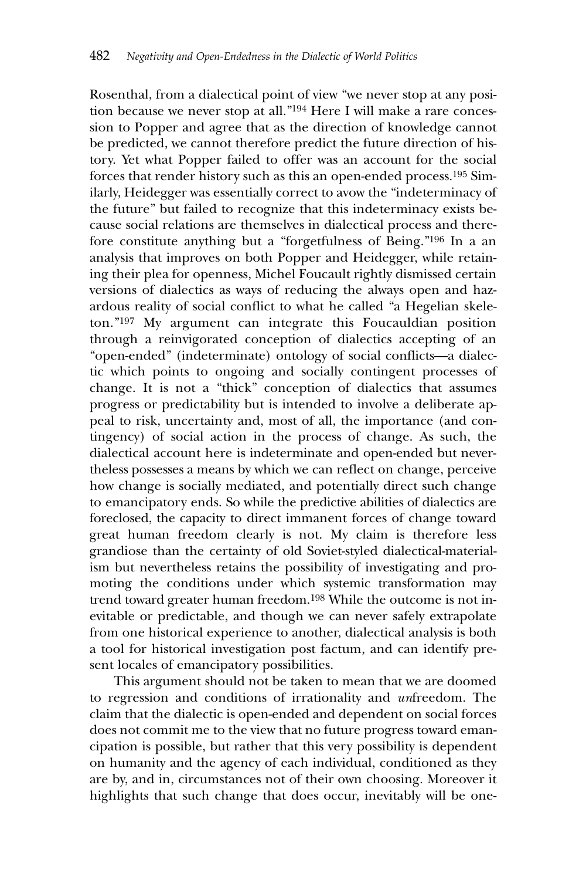Rosenthal, from a dialectical point of view "we never stop at any position because we never stop at all."[194] Here I will make a rare concession to Popper and agree that as the direction of knowledge cannot be predicted, we cannot therefore predict the future direction of history. Yet what Popper failed to offer was an account for the social forces that render history such as this an open-ended process.[195] Similarly, Heidegger was essentially correct to avow the "indeterminacy of the future" but failed to recognize that this indeterminacy exists because social relations are themselves in dialectical process and therefore constitute anything but a "forgetfulness of Being."[196] In a an analysis that improves on both Popper and Heidegger, while retaining their plea for openness, Michel Foucault rightly dismissed certain versions of dialectics as ways of reducing the always open and hazardous reality of social conflict to what he called "a Hegelian skeleton."[197] My argument can integrate this Foucauldian position through a reinvigorated conception of dialectics accepting of an "open-ended" (indeterminate) ontology of social conflicts—a dialectic which points to ongoing and socially contingent processes of change. It is not a "thick" conception of dialectics that assumes progress or predictability but is intended to involve a deliberate appeal to risk, uncertainty and, most of all, the importance (and contingency) of social action in the process of change. As such, the dialectical account here is indeterminate and open-ended but nevertheless possesses a means by which we can reflect on change, perceive how change is socially mediated, and potentially direct such change to emancipatory ends. So while the predictive abilities of dialectics are foreclosed, the capacity to direct immanent forces of change toward great human freedom clearly is not. My claim is therefore less grandiose than the certainty of old Soviet-styled dialectical-materialism but nevertheless retains the possibility of investigating and promoting the conditions under which systemic transformation may trend toward greater human freedom.[198] While the outcome is not inevitable or predictable, and though we can never safely extrapolate from one historical experience to another, dialectical analysis is both a tool for historical investigation post factum, and can identify present locales of emancipatory possibilities.

This argument should not be taken to mean that we are doomed to regression and conditions of irrationality and *un*freedom. The claim that the dialectic is open-ended and dependent on social forces does not commit me to the view that no future progress toward emancipation is possible, but rather that this very possibility is dependent on humanity and the agency of each individual, conditioned as they are by, and in, circumstances not of their own choosing. Moreover it highlights that such change that does occur, inevitably will be one-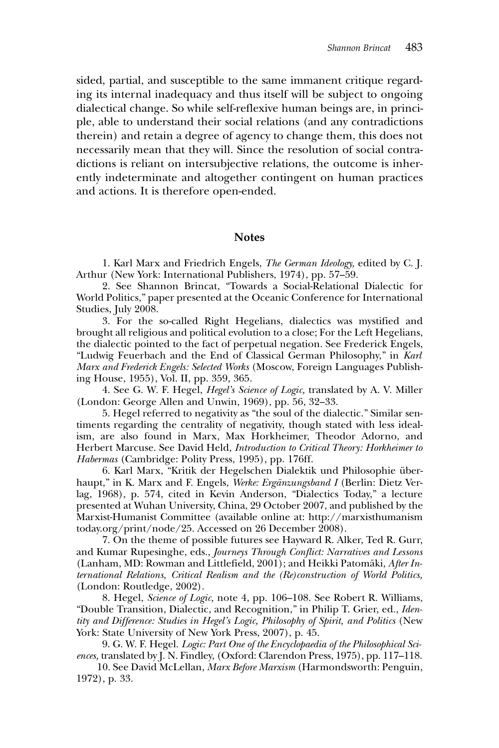sided, partial, and susceptible to the same immanent critique regarding its internal inadequacy and thus itself will be subject to ongoing dialectical change. So while self-reflexive human beings are, in principle, able to understand their social relations (and any contradictions therein) and retain a degree of agency to change them, this does not necessarily mean that they will. Since the resolution of social contradictions is reliant on intersubjective relations, the outcome is inherently indeterminate and altogether contingent on human practices and actions. It is therefore open-ended.

## Notes

1. Karl Marx and Friedrich Engels, *The German Ideology,* edited by C. J. Arthur (New York: International Publishers, 1974), pp. 57–59.

2. See Shannon Brincat, "Towards a Social-Relational Dialectic for World Politics," paper presented at the Oceanic Conference for International Studies, July 2008.

3. For the so-called Right Hegelians, dialectics was mystified and brought all religious and political evolution to a close; For the Left Hegelians, the dialectic pointed to the fact of perpetual negation. See Frederick Engels, "Ludwig Feuerbach and the End of Classical German Philosophy," in *Karl Marx and Frederick Engels: Selected Works* (Moscow, Foreign Languages Publishing House, 1955), Vol. II, pp. 359, 365.

4. See G. W. F. Hegel, *Hegel's Science of Logic,* translated by A. V. Miller (London: George Allen and Unwin, 1969), pp. 56, 32–33.

5. Hegel referred to negativity as "the soul of the dialectic." Similar sentiments regarding the centrality of negativity, though stated with less idealism, are also found in Marx, Max Horkheimer, Theodor Adorno, and Herbert Marcuse. See David Held, *Introduction to Critical Theory: Horkheimer to Habermas* (Cambridge: Polity Press, 1995), pp. 176ff.

6. Karl Marx, "Kritik der Hegelschen Dialektik und Philosophie überhaupt," in K. Marx and F. Engels, *Werke: Ergänzungsband I* (Berlin: Dietz Verlag, 1968), p. 574, cited in Kevin Anderson, "Dialectics Today," a lecture presented at Wuhan University, China, 29 October 2007, and published by the Marxist-Humanist Committee (available online at: http://marxisthumanismtoday.org/print/node/25. Accessed on 26 December 2008).

7. On the theme of possible futures see Hayward R. Alker, Ted R. Gurr, and Kumar Rupesinghe, eds., *Journeys Through Conflict: Narratives and Lessons* (Lanham, MD: Rowman and Littlefield, 2001); and Heikki Patomäki, *After International Relations, Critical Realism and the (Re)construction of World Politics,* (London: Routledge, 2002).

8. Hegel, *Science of Logic,* note 4, pp. 106–108. See Robert R. Williams, "Double Transition, Dialectic, and Recognition," in Philip T. Grier, ed., *Identity and Difference: Studies in Hegel's Logic, Philosophy of Spirit, and Politics* (New York: State University of New York Press, 2007), p. 45.

9. G. W. F. Hegel. *Logic: Part One of the Encyclopaedia of the Philosophical Sciences,* translated by J. N. Findley, (Oxford: Clarendon Press, 1975), pp. 117–118.

10. See David McLellan, *Marx Before Marxism* (Harmondsworth: Penguin, 1972), p. 33.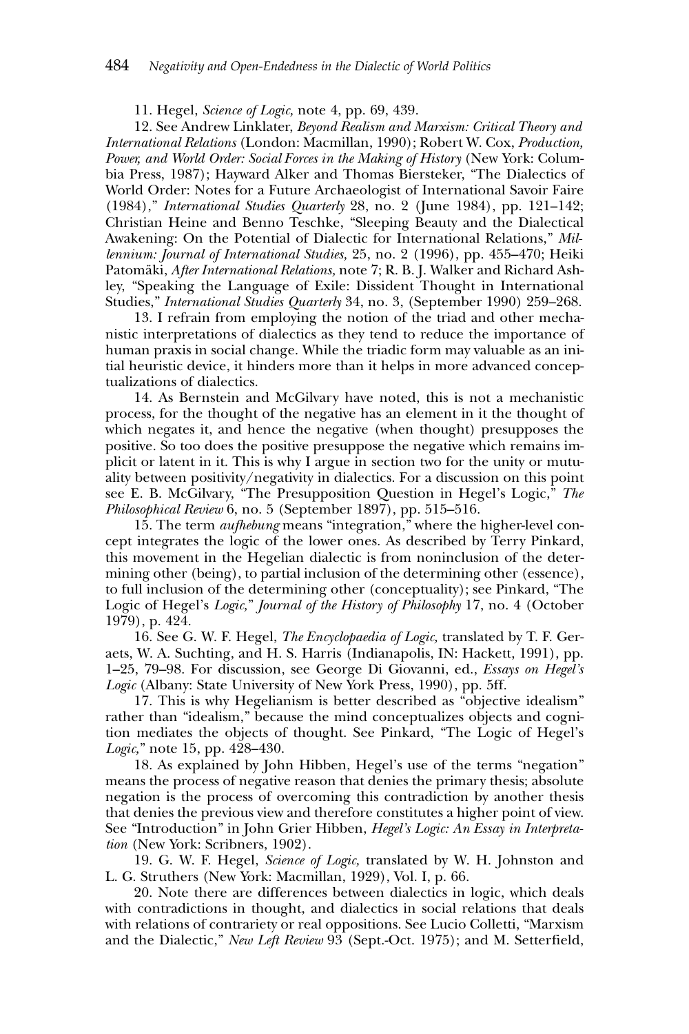11. Hegel, *Science of Logic,* note 4, pp. 69, 439.

12. See Andrew Linklater, *Beyond Realism and Marxism: Critical Theory and International Relations* (London: Macmillan, 1990); Robert W. Cox, *Production, Power, and World Order: Social Forces in the Making of History* (New York: Columbia Press, 1987); Hayward Alker and Thomas Biersteker, "The Dialectics of World Order: Notes for a Future Archaeologist of International Savoir Faire (1984)," *International Studies Quarterly* 28, no. 2 (June 1984), pp. 121–142; Christian Heine and Benno Teschke, "Sleeping Beauty and the Dialectical Awakening: On the Potential of Dialectic for International Relations," *Millennium: Journal of International Studies,* 25, no. 2 (1996), pp. 455–470; Heiki Patomäki, *After International Relations,* note 7; R. B. J. Walker and Richard Ashley, "Speaking the Language of Exile: Dissident Thought in International Studies," *International Studies Quarterly* 34, no. 3, (September 1990) 259–268.

13. I refrain from employing the notion of the triad and other mechanistic interpretations of dialectics as they tend to reduce the importance of human praxis in social change. While the triadic form may valuable as an initial heuristic device, it hinders more than it helps in more advanced conceptualizations of dialectics.

14. As Bernstein and McGilvary have noted, this is not a mechanistic process, for the thought of the negative has an element in it the thought of which negates it, and hence the negative (when thought) presupposes the positive. So too does the positive presuppose the negative which remains implicit or latent in it. This is why I argue in section two for the unity or mutuality between positivity/negativity in dialectics. For a discussion on this point see E. B. McGilvary, "The Presupposition Question in Hegel's Logic," *The Philosophical Review* 6, no. 5 (September 1897), pp. 515–516.

15. The term *aufhebung* means "integration," where the higher-level concept integrates the logic of the lower ones. As described by Terry Pinkard, this movement in the Hegelian dialectic is from noninclusion of the determining other (being), to partial inclusion of the determining other (essence), to full inclusion of the determining other (conceptuality); see Pinkard, "The Logic of Hegel's *Logic,*" *Journal of the History of Philosophy* 17, no. 4 (October 1979), p. 424.

16. See G. W. F. Hegel, *The Encyclopaedia of Logic,* translated by T. F. Geraets, W. A. Suchting, and H. S. Harris (Indianapolis, IN: Hackett, 1991), pp. 1–25, 79–98. For discussion, see George Di Giovanni, ed., *Essays on Hegel's Logic* (Albany: State University of New York Press, 1990), pp. 5ff.

17. This is why Hegelianism is better described as "objective idealism" rather than "idealism," because the mind conceptualizes objects and cognition mediates the objects of thought. See Pinkard, "The Logic of Hegel's *Logic,*" note 15, pp. 428–430.

18. As explained by John Hibben, Hegel's use of the terms "negation" means the process of negative reason that denies the primary thesis; absolute negation is the process of overcoming this contradiction by another thesis that denies the previous view and therefore constitutes a higher point of view. See "Introduction" in John Grier Hibben, *Hegel's Logic: An Essay in Interpretation* (New York: Scribners, 1902).

19. G. W. F. Hegel, *Science of Logic,* translated by W. H. Johnston and L. G. Struthers (New York: Macmillan, 1929), Vol. I, p. 66.

20. Note there are differences between dialectics in logic, which deals with contradictions in thought, and dialectics in social relations that deals with relations of contrariety or real oppositions. See Lucio Colletti, "Marxism and the Dialectic," *New Left Review* 93 (Sept.-Oct. 1975); and M. Setterfield,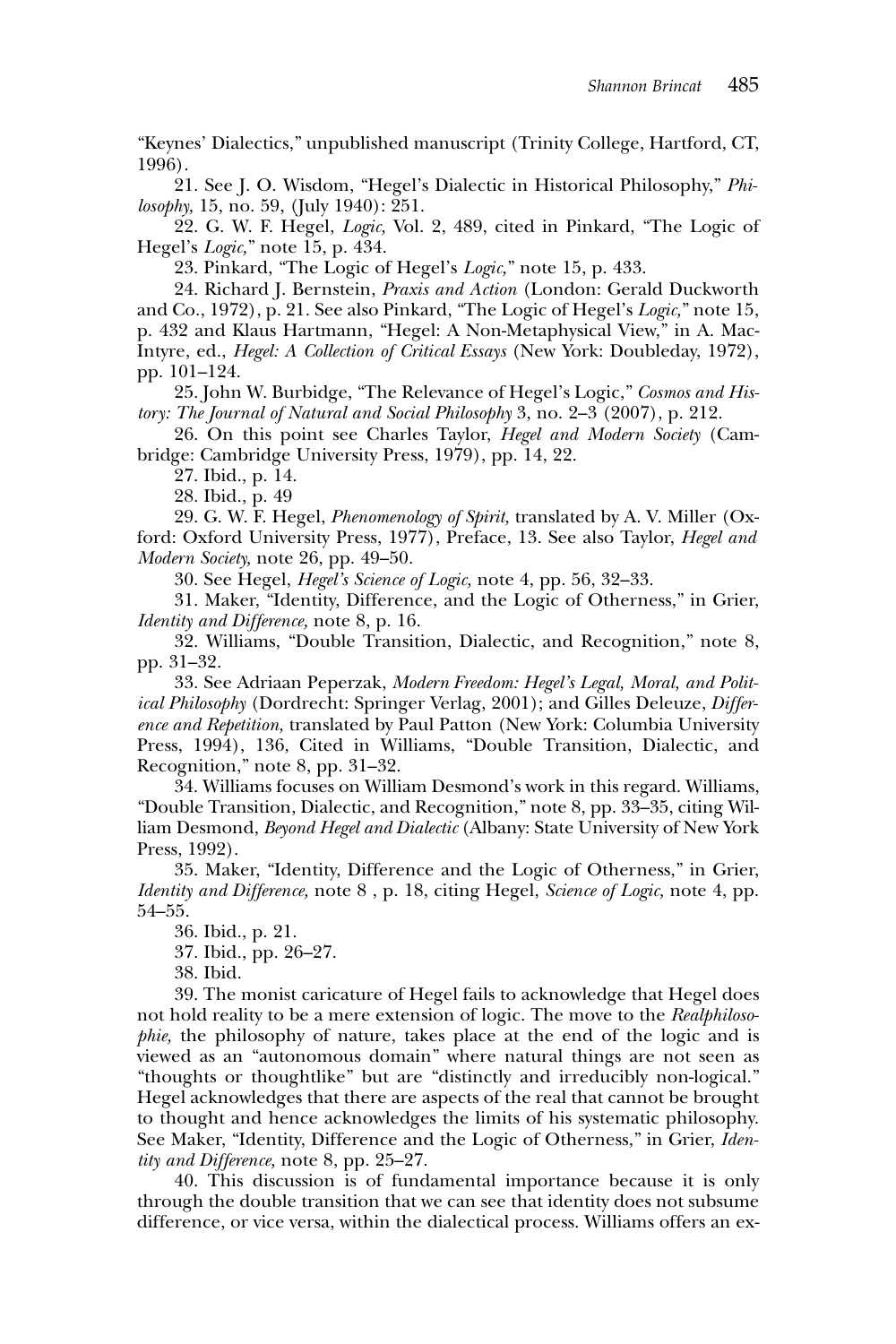"Keynes' Dialectics," unpublished manuscript (Trinity College, Hartford, CT, 1996).

21. See J. O. Wisdom, "Hegel's Dialectic in Historical Philosophy," *Philosophy,* 15, no. 59, (July 1940): 251.

22. G. W. F. Hegel, *Logic,* Vol. 2, 489, cited in Pinkard, "The Logic of Hegel's *Logic,*" note 15, p. 434.

23. Pinkard, "The Logic of Hegel's *Logic,*" note 15, p. 433.

24. Richard J. Bernstein, *Praxis and Action* (London: Gerald Duckworth and Co., 1972), p. 21. See also Pinkard, "The Logic of Hegel's *Logic,*" note 15, p. 432 and Klaus Hartmann, "Hegel: A Non-Metaphysical View," in A. MacIntyre, ed., *Hegel: A Collection of Critical Essays* (New York: Doubleday, 1972), pp. 101–124.

25. John W. Burbidge, "The Relevance of Hegel's Logic," *Cosmos and History: The Journal of Natural and Social Philosophy* 3, no. 2–3 (2007), p. 212.

26. On this point see Charles Taylor, *Hegel and Modern Society* (Cambridge: Cambridge University Press, 1979), pp. 14, 22.

27. Ibid., p. 14.

28. Ibid., p. 49

29. G. W. F. Hegel, *Phenomenology of Spirit,* translated by A. V. Miller (Oxford: Oxford University Press, 1977), Preface, 13. See also Taylor, *Hegel and Modern Society,* note 26, pp. 49–50.

30. See Hegel, *Hegel's Science of Logic,* note 4, pp. 56, 32–33.

31. Maker, "Identity, Difference, and the Logic of Otherness," in Grier, *Identity and Difference,* note 8, p. 16.

32. Williams, "Double Transition, Dialectic, and Recognition," note 8, pp. 31–32.

33. See Adriaan Peperzak, *Modern Freedom: Hegel's Legal, Moral, and Political Philosophy* (Dordrecht: Springer Verlag, 2001); and Gilles Deleuze, *Difference and Repetition,* translated by Paul Patton (New York: Columbia University Press, 1994), 136, Cited in Williams, "Double Transition, Dialectic, and Recognition," note 8, pp. 31–32.

34. Williams focuses on William Desmond's work in this regard. Williams, "Double Transition, Dialectic, and Recognition," note 8, pp. 33–35, citing William Desmond, *Beyond Hegel and Dialectic* (Albany: State University of New York Press, 1992).

35. Maker, "Identity, Difference and the Logic of Otherness," in Grier, *Identity and Difference,* note 8 , p. 18, citing Hegel, *Science of Logic,* note 4, pp. 54–55.

36. Ibid., p. 21.

37. Ibid., pp. 26–27.

38. Ibid.

39. The monist caricature of Hegel fails to acknowledge that Hegel does not hold reality to be a mere extension of logic. The move to the *Realphilosophie,* the philosophy of nature, takes place at the end of the logic and is viewed as an "autonomous domain" where natural things are not seen as "thoughts or thoughtlike" but are "distinctly and irreducibly non-logical." Hegel acknowledges that there are aspects of the real that cannot be brought to thought and hence acknowledges the limits of his systematic philosophy. See Maker, "Identity, Difference and the Logic of Otherness," in Grier, *Identity and Difference,* note 8, pp. 25–27.

40. This discussion is of fundamental importance because it is only through the double transition that we can see that identity does not subsume difference, or vice versa, within the dialectical process. Williams offers an ex-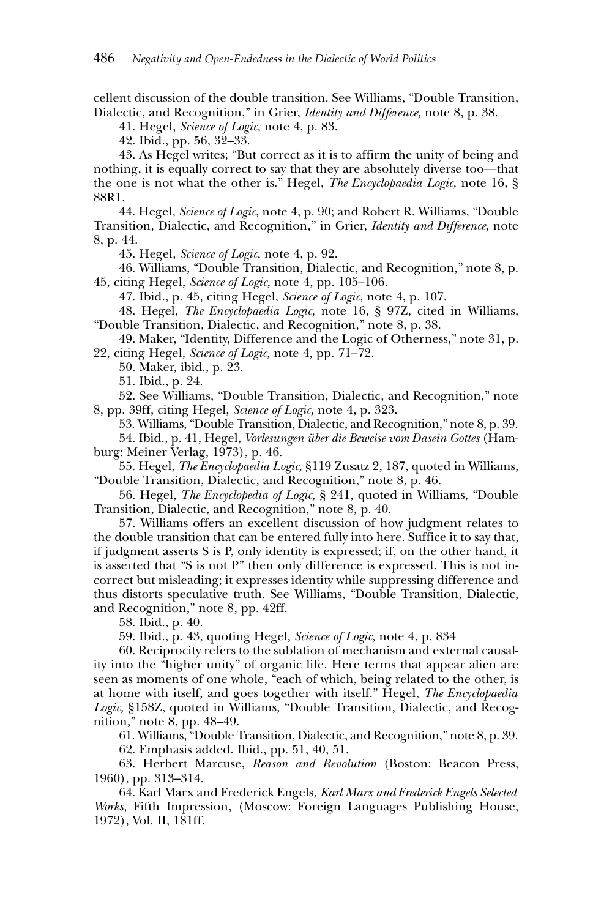cellent discussion of the double transition. See Williams, "Double Transition, Dialectic, and Recognition," in Grier, *Identity and Difference,* note 8, p. 38.

41. Hegel, *Science of Logic,* note 4, p. 83.

42. Ibid., pp. 56, 32–33.

43. As Hegel writes; "But correct as it is to affirm the unity of being and nothing, it is equally correct to say that they are absolutely diverse too—that the one is not what the other is." Hegel, *The Encyclopaedia Logic,* note 16, § 88R1.

44. Hegel, *Science of Logic,* note 4, p. 90; and Robert R. Williams, "Double Transition, Dialectic, and Recognition," in Grier, *Identity and Difference,* note 8, p. 44.

45. Hegel, *Science of Logic,* note 4, p. 92.

46. Williams, "Double Transition, Dialectic, and Recognition," note 8, p. 45, citing Hegel, *Science of Logic,* note 4, pp. 105–106.

47. Ibid., p. 45, citing Hegel, *Science of Logic,* note 4, p. 107.

48. Hegel, *The Encyclopaedia Logic,* note 16, § 97Z, cited in Williams, "Double Transition, Dialectic, and Recognition," note 8, p. 38.

49. Maker, "Identity, Difference and the Logic of Otherness," note 31, p. 22, citing Hegel, *Science of Logic,* note 4, pp. 71–72.

50. Maker, ibid., p. 23.

51. Ibid., p. 24.

52. See Williams, "Double Transition, Dialectic, and Recognition," note 8, pp. 39ff, citing Hegel, *Science of Logic,* note 4, p. 323.

53. Williams, "Double Transition, Dialectic, and Recognition," note 8, p. 39.

54. Ibid., p. 41, Hegel, *Vorlesungen über die Beweise vom Dasein Gottes* (Hamburg: Meiner Verlag, 1973), p. 46.

55. Hegel, *The Encyclopaedia Logic,* §119 Zusatz 2, 187, quoted in Williams, "Double Transition, Dialectic, and Recognition," note 8, p. 46.

56. Hegel, *The Encyclopedia of Logic,* § 241, quoted in Williams, "Double Transition, Dialectic, and Recognition," note 8, p. 40.

57. Williams offers an excellent discussion of how judgment relates to the double transition that can be entered fully into here. Suffice it to say that, if judgment asserts S is P, only identity is expressed; if, on the other hand, it is asserted that "S is not P" then only difference is expressed. This is not incorrect but misleading; it expresses identity while suppressing difference and thus distorts speculative truth. See Williams, "Double Transition, Dialectic, and Recognition," note 8, pp. 42ff.

58. Ibid., p. 40.

59. Ibid., p. 43, quoting Hegel, *Science of Logic,* note 4, p. 834

60. Reciprocity refers to the sublation of mechanism and external causality into the "higher unity" of organic life. Here terms that appear alien are seen as moments of one whole, "each of which, being related to the other, is at home with itself, and goes together with itself." Hegel, *The Encyclopaedia Logic,* §158Z, quoted in Williams, "Double Transition, Dialectic, and Recognition," note 8, pp. 48–49.

61. Williams, "Double Transition, Dialectic, and Recognition," note 8, p. 39.

62. Emphasis added. Ibid., pp. 51, 40, 51.

63. Herbert Marcuse, *Reason and Revolution* (Boston: Beacon Press, 1960), pp. 313–314.

64. Karl Marx and Frederick Engels, *Karl Marx and Frederick Engels Selected Works,* Fifth Impression, (Moscow: Foreign Languages Publishing House, 1972), Vol. II, 181ff.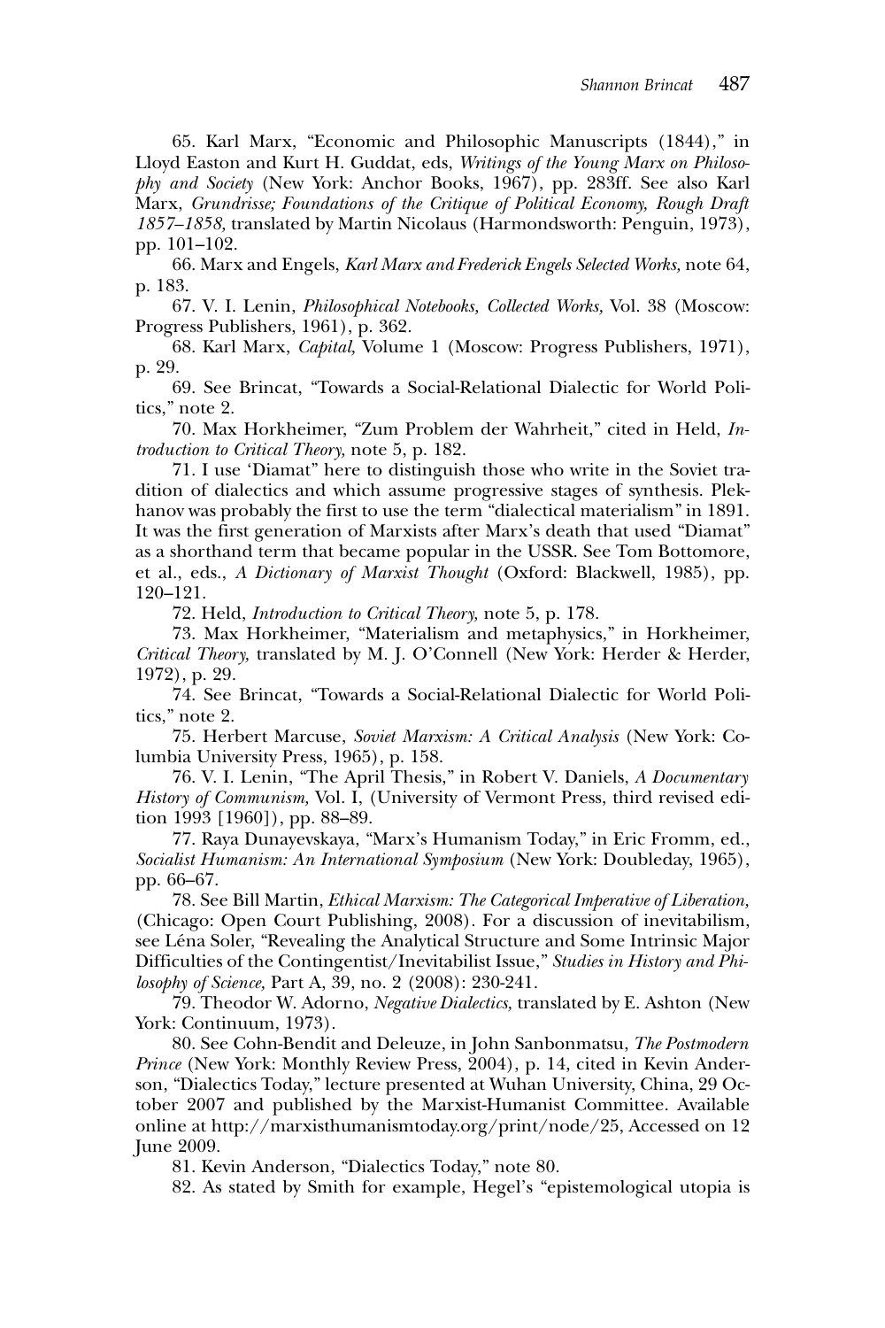65. Karl Marx, "Economic and Philosophic Manuscripts (1844)," in Lloyd Easton and Kurt H. Guddat, eds, *Writings of the Young Marx on Philosophy and Society* (New York: Anchor Books, 1967), pp. 283ff. See also Karl Marx, *Grundrisse; Foundations of the Critique of Political Economy, Rough Draft 1857–1858,* translated by Martin Nicolaus (Harmondsworth: Penguin, 1973), pp. 101–102.

66. Marx and Engels, *Karl Marx and Frederick Engels Selected Works,* note 64, p. 183.

67. V. I. Lenin, *Philosophical Notebooks, Collected Works,* Vol. 38 (Moscow: Progress Publishers, 1961), p. 362.

68. Karl Marx, *Capital,* Volume 1 (Moscow: Progress Publishers, 1971), p. 29.

69. See Brincat, "Towards a Social-Relational Dialectic for World Politics," note 2.

70. Max Horkheimer, "Zum Problem der Wahrheit," cited in Held, *Introduction to Critical Theory,* note 5, p. 182.

71. I use 'Diamat" here to distinguish those who write in the Soviet tradition of dialectics and which assume progressive stages of synthesis. Plekhanov was probably the first to use the term "dialectical materialism" in 1891. It was the first generation of Marxists after Marx's death that used "Diamat" as a shorthand term that became popular in the USSR. See Tom Bottomore, et al., eds., *A Dictionary of Marxist Thought* (Oxford: Blackwell, 1985), pp. 120–121.

72. Held, *Introduction to Critical Theory,* note 5, p. 178.

73. Max Horkheimer, "Materialism and metaphysics," in Horkheimer, *Critical Theory,* translated by M. J. O'Connell (New York: Herder & Herder, 1972), p. 29.

74. See Brincat, "Towards a Social-Relational Dialectic for World Politics," note 2.

75. Herbert Marcuse, *Soviet Marxism: A Critical Analysis* (New York: Columbia University Press, 1965), p. 158.

76. V. I. Lenin, "The April Thesis," in Robert V. Daniels, *A Documentary History of Communism,* Vol. I, (University of Vermont Press, third revised edition 1993 [1960]), pp. 88–89.

77. Raya Dunayevskaya, "Marx's Humanism Today," in Eric Fromm, ed., *Socialist Humanism: An International Symposium* (New York: Doubleday, 1965), pp. 66–67.

78. See Bill Martin, *Ethical Marxism: The Categorical Imperative of Liberation,* (Chicago: Open Court Publishing, 2008). For a discussion of inevitabilism, see Léna Soler, "Revealing the Analytical Structure and Some Intrinsic Major Difficulties of the Contingentist/Inevitabilist Issue," *Studies in History and Philosophy of Science,* Part A, 39, no. 2 (2008): 230-241.

79. Theodor W. Adorno, *Negative Dialectics,* translated by E. Ashton (New York: Continuum, 1973).

80. See Cohn-Bendit and Deleuze, in John Sanbonmatsu, *The Postmodern Prince* (New York: Monthly Review Press, 2004), p. 14, cited in Kevin Anderson, "Dialectics Today," lecture presented at Wuhan University, China, 29 October 2007 and published by the Marxist-Humanist Committee. Available online at http://marxisthumanismtoday.org/print/node/25, Accessed on 12 June 2009.

81. Kevin Anderson, "Dialectics Today," note 80.

82. As stated by Smith for example, Hegel's "epistemological utopia is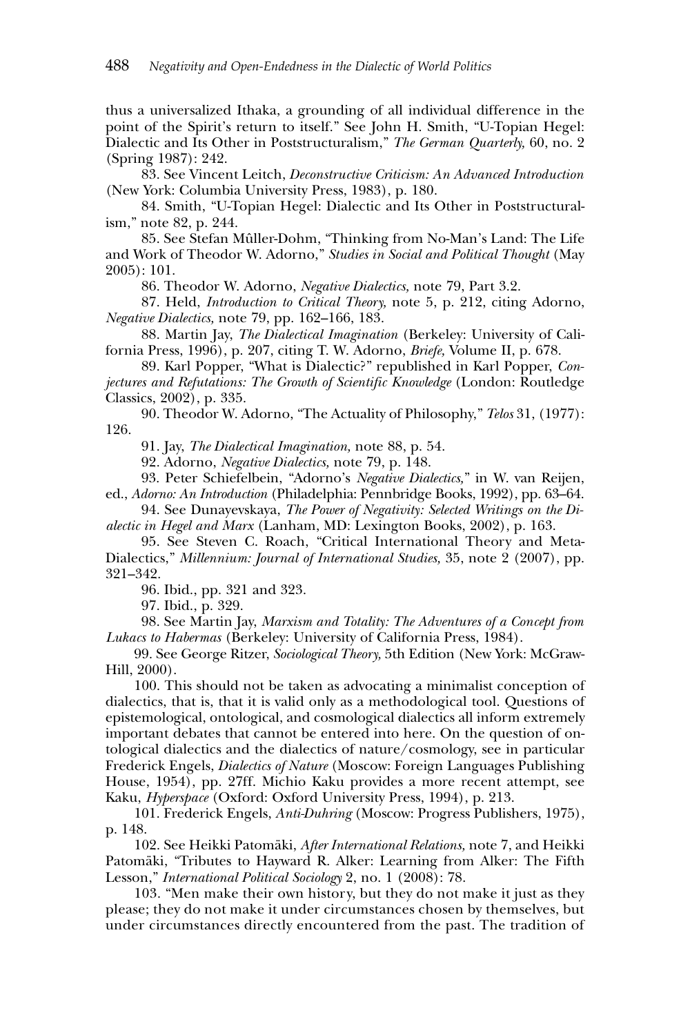thus a universalized Ithaka, a grounding of all individual difference in the point of the Spirit's return to itself." See John H. Smith, "U-Topian Hegel: Dialectic and Its Other in Poststructuralism," *The German Quarterly,* 60, no. 2 (Spring 1987): 242.

83. See Vincent Leitch, *Deconstructive Criticism: An Advanced Introduction* (New York: Columbia University Press, 1983), p. 180.

84. Smith, "U-Topian Hegel: Dialectic and Its Other in Poststructuralism," note 82, p. 244.

85. See Stefan Mûller-Dohm, "Thinking from No-Man's Land: The Life and Work of Theodor W. Adorno," *Studies in Social and Political Thought* (May 2005): 101.

86. Theodor W. Adorno, *Negative Dialectics,* note 79, Part 3.2.

87. Held, *Introduction to Critical Theory,* note 5, p. 212, citing Adorno, *Negative Dialectics,* note 79, pp. 162–166, 183.

88. Martin Jay, *The Dialectical Imagination* (Berkeley: University of California Press, 1996), p. 207, citing T. W. Adorno, *Briefe,* Volume II, p. 678.

89. Karl Popper, "What is Dialectic?" republished in Karl Popper, *Conjectures and Refutations: The Growth of Scientific Knowledge* (London: Routledge Classics, 2002), p. 335.

90. Theodor W. Adorno, "The Actuality of Philosophy," *Telos* 31, (1977): 126.

91. Jay, *The Dialectical Imagination,* note 88, p. 54.

92. Adorno, *Negative Dialectics,* note 79, p. 148.

93. Peter Schiefelbein, "Adorno's *Negative Dialectics,*" in W. van Reijen, ed., *Adorno: An Introduction* (Philadelphia: Pennbridge Books, 1992), pp. 63–64.

94. See Dunayevskaya, *The Power of Negativity: Selected Writings on the Dialectic in Hegel and Marx* (Lanham, MD: Lexington Books, 2002), p. 163.

95. See Steven C. Roach, "Critical International Theory and Meta-Dialectics," *Millennium: Journal of International Studies,* 35, note 2 (2007), pp. 321–342.

96. Ibid., pp. 321 and 323.

97. Ibid., p. 329.

98. See Martin Jay, *Marxism and Totality: The Adventures of a Concept from Lukacs to Habermas* (Berkeley: University of California Press, 1984).

99. See George Ritzer, *Sociological Theory,* 5th Edition (New York: McGraw-Hill, 2000).

100. This should not be taken as advocating a minimalist conception of dialectics, that is, that it is valid only as a methodological tool. Questions of epistemological, ontological, and cosmological dialectics all inform extremely important debates that cannot be entered into here. On the question of ontological dialectics and the dialectics of nature/cosmology, see in particular Frederick Engels, *Dialectics of Nature* (Moscow: Foreign Languages Publishing House, 1954), pp. 27ff. Michio Kaku provides a more recent attempt, see Kaku, *Hyperspace* (Oxford: Oxford University Press, 1994), p. 213.

101. Frederick Engels, *Anti-Duhring* (Moscow: Progress Publishers, 1975), p. 148.

102. See Heikki Patomäki, *After International Relations,* note 7, and Heikki Patomäki, "Tributes to Hayward R. Alker: Learning from Alker: The Fifth Lesson," *International Political Sociology* 2, no. 1 (2008): 78.

103. "Men make their own history, but they do not make it just as they please; they do not make it under circumstances chosen by themselves, but under circumstances directly encountered from the past. The tradition of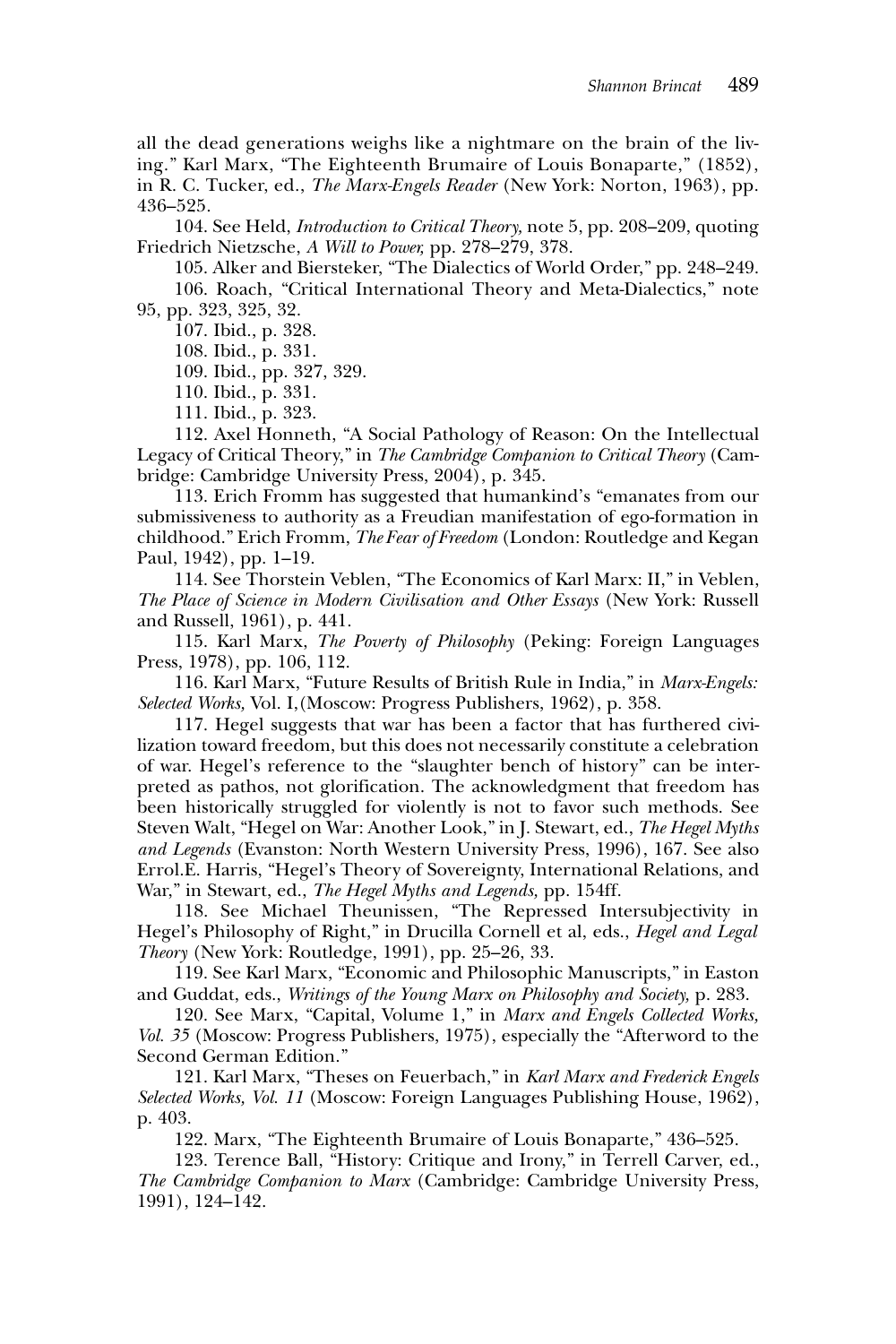all the dead generations weighs like a nightmare on the brain of the living." Karl Marx, "The Eighteenth Brumaire of Louis Bonaparte," (1852), in R. C. Tucker, ed., *The Marx-Engels Reader* (New York: Norton, 1963), pp. 436–525.

104. See Held, *Introduction to Critical Theory,* note 5, pp. 208–209, quoting Friedrich Nietzsche, *A Will to Power,* pp. 278–279, 378.

105. Alker and Biersteker, "The Dialectics of World Order," pp. 248–249.

106. Roach, "Critical International Theory and Meta-Dialectics," note 95, pp. 323, 325, 32.

107. Ibid., p. 328.

108. Ibid., p. 331.

109. Ibid., pp. 327, 329.

110. Ibid., p. 331.

111. Ibid., p. 323.

112. Axel Honneth, "A Social Pathology of Reason: On the Intellectual Legacy of Critical Theory," in *The Cambridge Companion to Critical Theory* (Cambridge: Cambridge University Press, 2004), p. 345.

113. Erich Fromm has suggested that humankind's "emanates from our submissiveness to authority as a Freudian manifestation of ego-formation in childhood." Erich Fromm, *The Fear of Freedom* (London: Routledge and Kegan Paul, 1942), pp. 1–19.

114. See Thorstein Veblen, "The Economics of Karl Marx: II," in Veblen, *The Place of Science in Modern Civilisation and Other Essays* (New York: Russell and Russell, 1961), p. 441.

115. Karl Marx, *The Poverty of Philosophy* (Peking: Foreign Languages Press, 1978), pp. 106, 112.

116. Karl Marx, "Future Results of British Rule in India," in *Marx-Engels: Selected Works,* Vol. I,(Moscow: Progress Publishers, 1962), p. 358.

117. Hegel suggests that war has been a factor that has furthered civilization toward freedom, but this does not necessarily constitute a celebration of war. Hegel's reference to the "slaughter bench of history" can be interpreted as pathos, not glorification. The acknowledgment that freedom has been historically struggled for violently is not to favor such methods. See Steven Walt, "Hegel on War: Another Look," in J. Stewart, ed., *The Hegel Myths and Legends* (Evanston: North Western University Press, 1996), 167. See also Errol.E. Harris, "Hegel's Theory of Sovereignty, International Relations, and War," in Stewart, ed., *The Hegel Myths and Legends,* pp. 154ff.

118. See Michael Theunissen, "The Repressed Intersubjectivity in Hegel's Philosophy of Right," in Drucilla Cornell et al, eds., *Hegel and Legal Theory* (New York: Routledge, 1991), pp. 25–26, 33.

119. See Karl Marx, "Economic and Philosophic Manuscripts," in Easton and Guddat, eds., *Writings of the Young Marx on Philosophy and Society,* p. 283.

120. See Marx, "Capital, Volume 1," in *Marx and Engels Collected Works, Vol. 35* (Moscow: Progress Publishers, 1975), especially the "Afterword to the Second German Edition."

121. Karl Marx, "Theses on Feuerbach," in *Karl Marx and Frederick Engels Selected Works, Vol. 11* (Moscow: Foreign Languages Publishing House, 1962), p. 403.

122. Marx, "The Eighteenth Brumaire of Louis Bonaparte," 436–525.

123. Terence Ball, "History: Critique and Irony," in Terrell Carver, ed., *The Cambridge Companion to Marx* (Cambridge: Cambridge University Press, 1991), 124–142.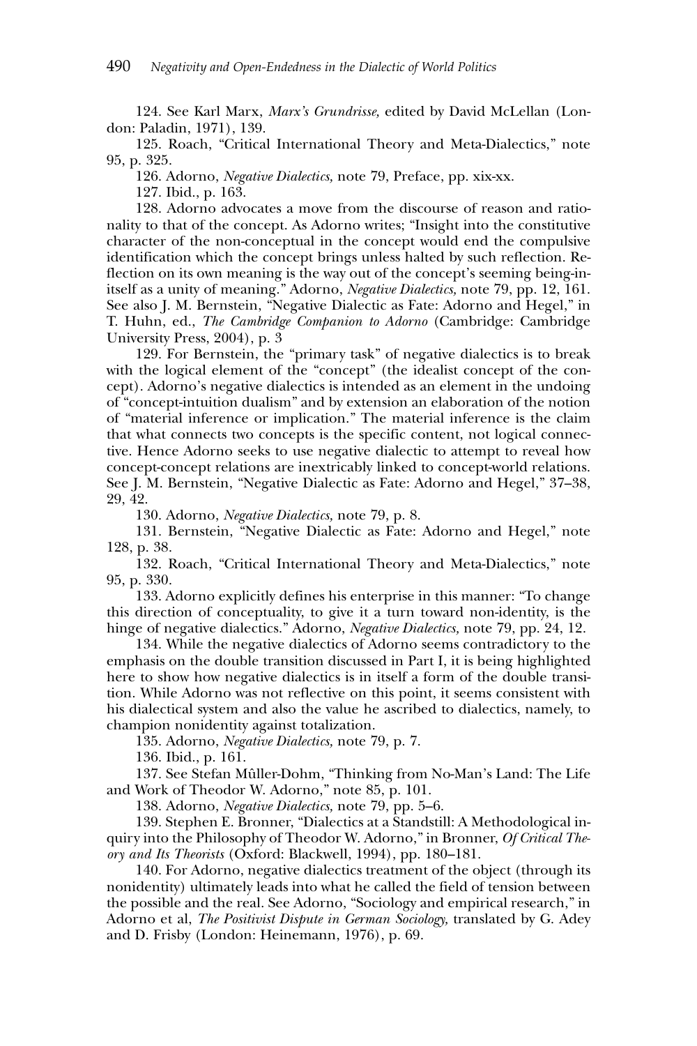124. See Karl Marx, *Marx's Grundrisse,* edited by David McLellan (London: Paladin, 1971), 139.

125. Roach, "Critical International Theory and Meta-Dialectics," note 95, p. 325.

126. Adorno, *Negative Dialectics,* note 79, Preface, pp. xix-xx.

127. Ibid., p. 163.

128. Adorno advocates a move from the discourse of reason and rationality to that of the concept. As Adorno writes; "Insight into the constitutive character of the non-conceptual in the concept would end the compulsive identification which the concept brings unless halted by such reflection. Reflection on its own meaning is the way out of the concept's seeming being-in-itself as a unity of meaning." Adorno, *Negative Dialectics,* note 79, pp. 12, 161. See also J. M. Bernstein, "Negative Dialectic as Fate: Adorno and Hegel," in T. Huhn, ed., *The Cambridge Companion to Adorno* (Cambridge: Cambridge University Press, 2004), p. 3

129. For Bernstein, the "primary task" of negative dialectics is to break with the logical element of the "concept" (the idealist concept of the concept). Adorno's negative dialectics is intended as an element in the undoing of "concept-intuition dualism" and by extension an elaboration of the notion of "material inference or implication." The material inference is the claim that what connects two concepts is the specific content, not logical connective. Hence Adorno seeks to use negative dialectic to attempt to reveal how concept-concept relations are inextricably linked to concept-world relations. See J. M. Bernstein, "Negative Dialectic as Fate: Adorno and Hegel," 37–38, 29, 42.

130. Adorno, *Negative Dialectics,* note 79, p. 8.

131. Bernstein, "Negative Dialectic as Fate: Adorno and Hegel," note 128, p. 38.

132. Roach, "Critical International Theory and Meta-Dialectics," note 95, p. 330.

133. Adorno explicitly defines his enterprise in this manner: "To change this direction of conceptuality, to give it a turn toward non-identity, is the hinge of negative dialectics." Adorno, *Negative Dialectics,* note 79, pp. 24, 12.

134. While the negative dialectics of Adorno seems contradictory to the emphasis on the double transition discussed in Part I, it is being highlighted here to show how negative dialectics is in itself a form of the double transition. While Adorno was not reflective on this point, it seems consistent with his dialectical system and also the value he ascribed to dialectics, namely, to champion nonidentity against totalization.

135. Adorno, *Negative Dialectics,* note 79, p. 7.

136. Ibid., p. 161.

137. See Stefan Mûller-Dohm, "Thinking from No-Man's Land: The Life and Work of Theodor W. Adorno," note 85, p. 101.

138. Adorno, *Negative Dialectics,* note 79, pp. 5–6.

139. Stephen E. Bronner, "Dialectics at a Standstill: A Methodological inquiry into the Philosophy of Theodor W. Adorno," in Bronner, *Of Critical Theory and Its Theorists* (Oxford: Blackwell, 1994), pp. 180–181.

140. For Adorno, negative dialectics treatment of the object (through its nonidentity) ultimately leads into what he called the field of tension between the possible and the real. See Adorno, "Sociology and empirical research," in Adorno et al, *The Positivist Dispute in German Sociology,* translated by G. Adey and D. Frisby (London: Heinemann, 1976), p. 69.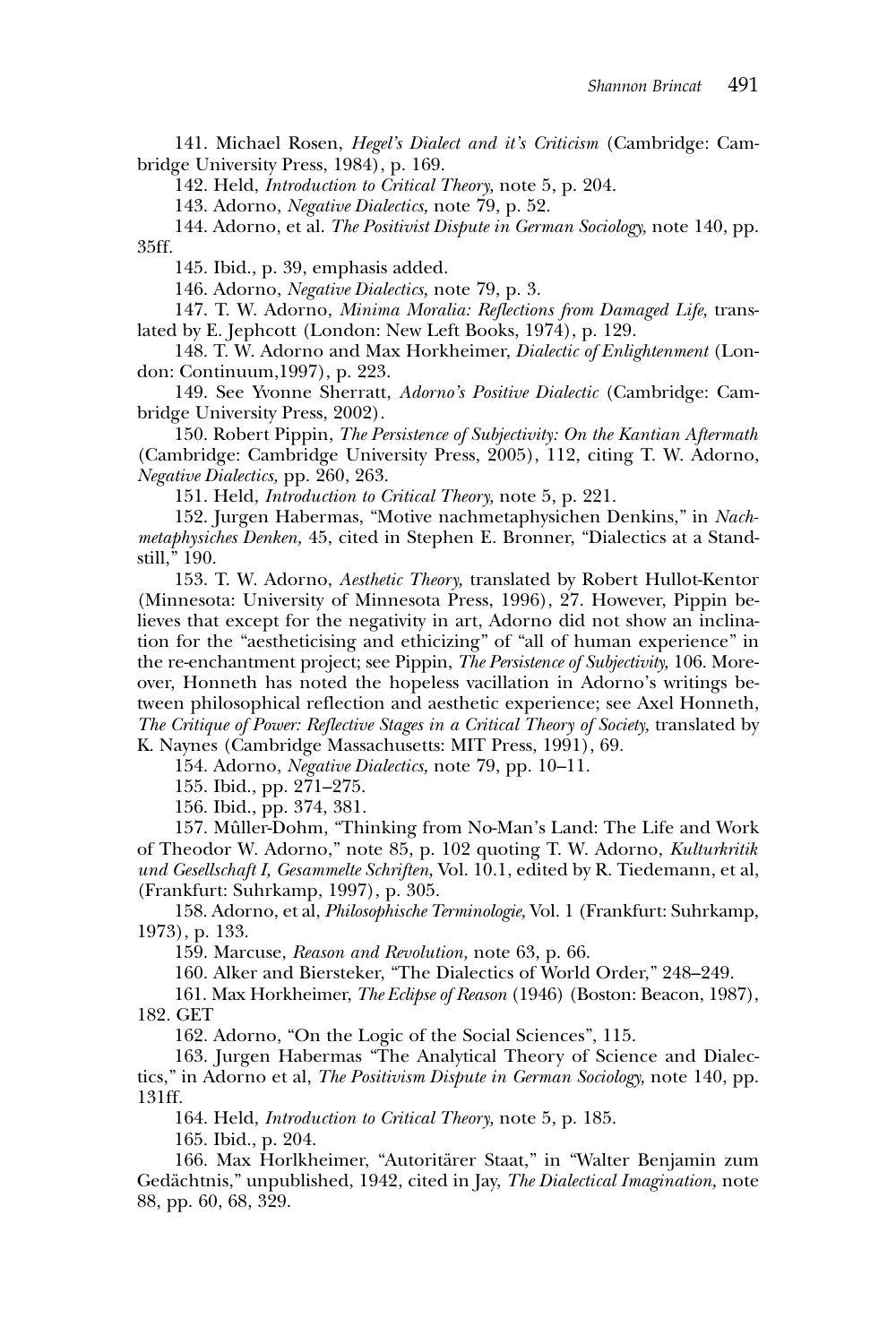141. Michael Rosen, *Hegel's Dialect and it's Criticism* (Cambridge: Cambridge University Press, 1984), p. 169.

142. Held, *Introduction to Critical Theory,* note 5, p. 204.

143. Adorno, *Negative Dialectics,* note 79, p. 52.

144. Adorno, et al. *The Positivist Dispute in German Sociology,* note 140, pp. 35ff.

145. Ibid., p. 39, emphasis added.

146. Adorno, *Negative Dialectics,* note 79, p. 3.

147. T. W. Adorno, *Minima Moralia: Reflections from Damaged Life,* translated by E. Jephcott (London: New Left Books, 1974), p. 129.

148. T. W. Adorno and Max Horkheimer, *Dialectic of Enlightenment* (London: Continuum,1997), p. 223.

149. See Yvonne Sherratt, *Adorno's Positive Dialectic* (Cambridge: Cambridge University Press, 2002).

150. Robert Pippin, *The Persistence of Subjectivity: On the Kantian Aftermath* (Cambridge: Cambridge University Press, 2005), 112, citing T. W. Adorno, *Negative Dialectics,* pp. 260, 263.

151. Held, *Introduction to Critical Theory,* note 5, p. 221.

152. Jurgen Habermas, "Motive nachmetaphysichen Denkins," in *Nachmetaphysiches Denken,* 45, cited in Stephen E. Bronner, "Dialectics at a Standstill," 190.

153. T. W. Adorno, *Aesthetic Theory,* translated by Robert Hullot-Kentor (Minnesota: University of Minnesota Press, 1996), 27. However, Pippin believes that except for the negativity in art, Adorno did not show an inclination for the "aestheticising and ethicizing" of "all of human experience" in the re-enchantment project; see Pippin, *The Persistence of Subjectivity,* 106. Moreover, Honneth has noted the hopeless vacillation in Adorno's writings between philosophical reflection and aesthetic experience; see Axel Honneth, *The Critique of Power: Reflective Stages in a Critical Theory of Society,* translated by K. Naynes (Cambridge Massachusetts: MIT Press, 1991), 69.

154. Adorno, *Negative Dialectics,* note 79, pp. 10–11.

155. Ibid., pp. 271–275.

156. Ibid., pp. 374, 381.

157. Mûller-Dohm, "Thinking from No-Man's Land: The Life and Work of Theodor W. Adorno," note 85, p. 102 quoting T. W. Adorno, *Kulturkritik und Gesellschaft I, Gesammelte Schriften,* Vol. 10.1, edited by R. Tiedemann, et al, (Frankfurt: Suhrkamp, 1997), p. 305.

158. Adorno, et al, *Philosophische Terminologie,* Vol. 1 (Frankfurt: Suhrkamp, 1973), p. 133.

159. Marcuse, *Reason and Revolution,* note 63, p. 66.

160. Alker and Biersteker, "The Dialectics of World Order," 248–249.

161. Max Horkheimer, *The Eclipse of Reason* (1946) (Boston: Beacon, 1987), 182. GET

162. Adorno, "On the Logic of the Social Sciences", 115.

163. Jurgen Habermas "The Analytical Theory of Science and Dialectics," in Adorno et al, *The Positivism Dispute in German Sociology,* note 140, pp. 131ff.

164. Held, *Introduction to Critical Theory,* note 5, p. 185.

165. Ibid., p. 204.

166. Max Horlkheimer, "Autoritärer Staat," in "Walter Benjamin zum Gedächtnis," unpublished, 1942, cited in Jay, *The Dialectical Imagination,* note 88, pp. 60, 68, 329.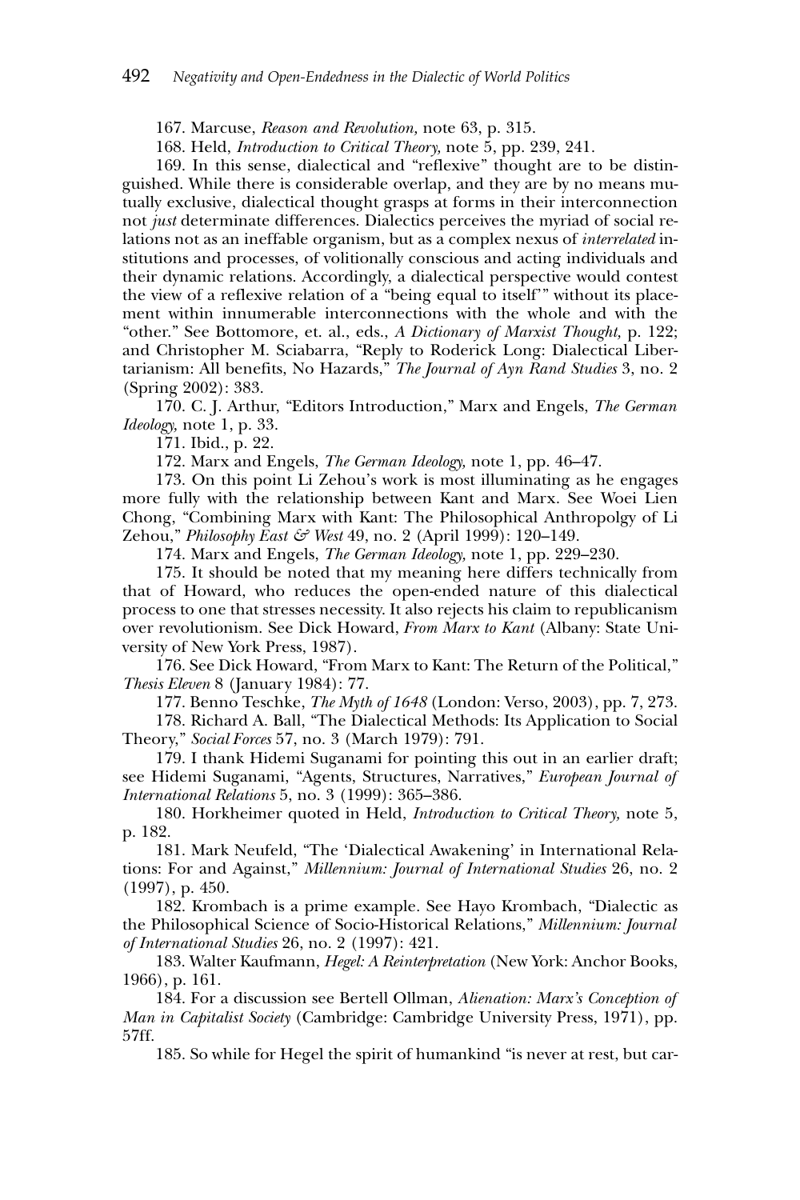167. Marcuse, *Reason and Revolution,* note 63, p. 315.

168. Held, *Introduction to Critical Theory,* note 5, pp. 239, 241.

169. In this sense, dialectical and "reflexive" thought are to be distinguished. While there is considerable overlap, and they are by no means mutually exclusive, dialectical thought grasps at forms in their interconnection not *just* determinate differences. Dialectics perceives the myriad of social relations not as an ineffable organism, but as a complex nexus of *interrelated* institutions and processes, of volitionally conscious and acting individuals and their dynamic relations. Accordingly, a dialectical perspective would contest the view of a reflexive relation of a "being equal to itself'" without its placement within innumerable interconnections with the whole and with the "other." See Bottomore, et. al., eds., *A Dictionary of Marxist Thought,* p. 122; and Christopher M. Sciabarra, "Reply to Roderick Long: Dialectical Libertarianism: All benefits, No Hazards," *The Journal of Ayn Rand Studies* 3, no. 2 (Spring 2002): 383.

170. C. J. Arthur, "Editors Introduction," Marx and Engels, *The German Ideology,* note 1, p. 33.

171. Ibid., p. 22.

172. Marx and Engels, *The German Ideology,* note 1, pp. 46–47.

173. On this point Li Zehou's work is most illuminating as he engages more fully with the relationship between Kant and Marx. See Woei Lien Chong, "Combining Marx with Kant: The Philosophical Anthropolgy of Li Zehou," *Philosophy East & West* 49, no. 2 (April 1999): 120–149.

174. Marx and Engels, *The German Ideology,* note 1, pp. 229–230.

175. It should be noted that my meaning here differs technically from that of Howard, who reduces the open-ended nature of this dialectical process to one that stresses necessity. It also rejects his claim to republicanism over revolutionism. See Dick Howard, *From Marx to Kant* (Albany: State University of New York Press, 1987).

176. See Dick Howard, "From Marx to Kant: The Return of the Political," *Thesis Eleven* 8 (January 1984): 77.

177. Benno Teschke, *The Myth of 1648* (London: Verso, 2003), pp. 7, 273.

178. Richard A. Ball, "The Dialectical Methods: Its Application to Social Theory," *Social Forces* 57, no. 3 (March 1979): 791.

179. I thank Hidemi Suganami for pointing this out in an earlier draft; see Hidemi Suganami, "Agents, Structures, Narratives," *European Journal of International Relations* 5, no. 3 (1999): 365–386.

180. Horkheimer quoted in Held, *Introduction to Critical Theory,* note 5, p. 182.

181. Mark Neufeld, "The 'Dialectical Awakening' in International Relations: For and Against," *Millennium: Journal of International Studies* 26, no. 2 (1997), p. 450.

182. Krombach is a prime example. See Hayo Krombach, "Dialectic as the Philosophical Science of Socio-Historical Relations," *Millennium: Journal of International Studies* 26, no. 2 (1997): 421.

183. Walter Kaufmann, *Hegel: A Reinterpretation* (New York: Anchor Books, 1966), p. 161.

184. For a discussion see Bertell Ollman, *Alienation: Marx's Conception of Man in Capitalist Society* (Cambridge: Cambridge University Press, 1971), pp. 57ff.

185. So while for Hegel the spirit of humankind "is never at rest, but car-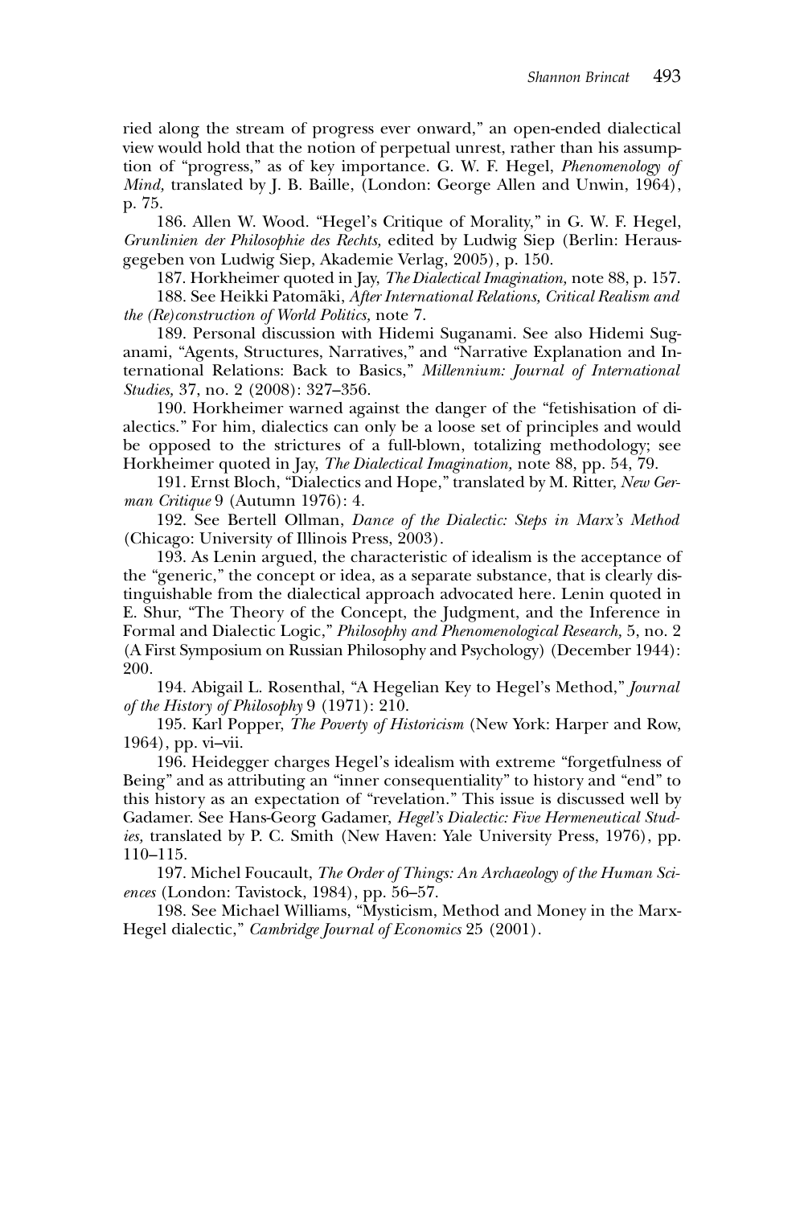ried along the stream of progress ever onward," an open-ended dialectical view would hold that the notion of perpetual unrest, rather than his assumption of "progress," as of key importance. G. W. F. Hegel, *Phenomenology of Mind,* translated by J. B. Baille, (London: George Allen and Unwin, 1964), p. 75.

186. Allen W. Wood. "Hegel's Critique of Morality," in G. W. F. Hegel, *Grunlinien der Philosophie des Rechts,* edited by Ludwig Siep (Berlin: Herausgegeben von Ludwig Siep, Akademie Verlag, 2005), p. 150.

187. Horkheimer quoted in Jay, *The Dialectical Imagination,* note 88, p. 157.

188. See Heikki Patomäki, *After International Relations, Critical Realism and the (Re)construction of World Politics,* note 7.

189. Personal discussion with Hidemi Suganami. See also Hidemi Suganami, "Agents, Structures, Narratives," and "Narrative Explanation and International Relations: Back to Basics," *Millennium: Journal of International Studies,* 37, no. 2 (2008): 327–356.

190. Horkheimer warned against the danger of the "fetishisation of dialectics." For him, dialectics can only be a loose set of principles and would be opposed to the strictures of a full-blown, totalizing methodology; see Horkheimer quoted in Jay, *The Dialectical Imagination,* note 88, pp. 54, 79.

191. Ernst Bloch, "Dialectics and Hope," translated by M. Ritter, *New German Critique* 9 (Autumn 1976): 4.

192. See Bertell Ollman, *Dance of the Dialectic: Steps in Marx's Method* (Chicago: University of Illinois Press, 2003).

193. As Lenin argued, the characteristic of idealism is the acceptance of the "generic," the concept or idea, as a separate substance, that is clearly distinguishable from the dialectical approach advocated here. Lenin quoted in E. Shur, "The Theory of the Concept, the Judgment, and the Inference in Formal and Dialectic Logic," *Philosophy and Phenomenological Research,* 5, no. 2 (A First Symposium on Russian Philosophy and Psychology) (December 1944): 200.

194. Abigail L. Rosenthal, "A Hegelian Key to Hegel's Method," *Journal of the History of Philosophy* 9 (1971): 210.

195. Karl Popper, *The Poverty of Historicism* (New York: Harper and Row, 1964), pp. vi–vii.

196. Heidegger charges Hegel's idealism with extreme "forgetfulness of Being" and as attributing an "inner consequentiality" to history and "end" to this history as an expectation of "revelation." This issue is discussed well by Gadamer. See Hans-Georg Gadamer, *Hegel's Dialectic: Five Hermeneutical Studies,* translated by P. C. Smith (New Haven: Yale University Press, 1976), pp. 110–115.

197. Michel Foucault, *The Order of Things: An Archaeology of the Human Sciences* (London: Tavistock, 1984), pp. 56–57.

198. See Michael Williams, "Mysticism, Method and Money in the Marx-Hegel dialectic," *Cambridge Journal of Economics* 25 (2001).